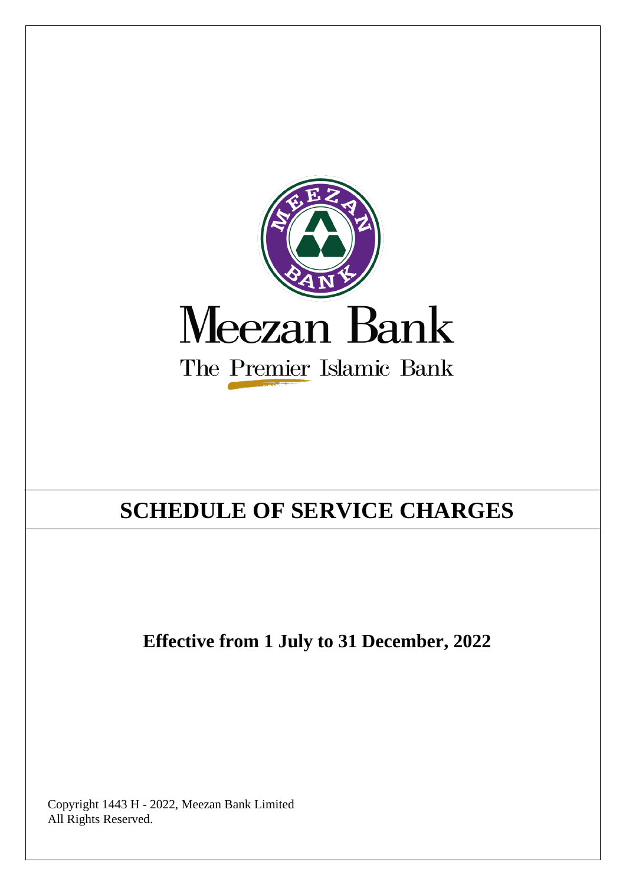Meezan Bank

The Premier Islamic Bank

# SCHEDULE OF SERVICE CHARGES

**Effective from 1 July to 31 December, 2022**

Copyright 1443 H - 2022, Meezan Bank Limited
All Rights Reserved.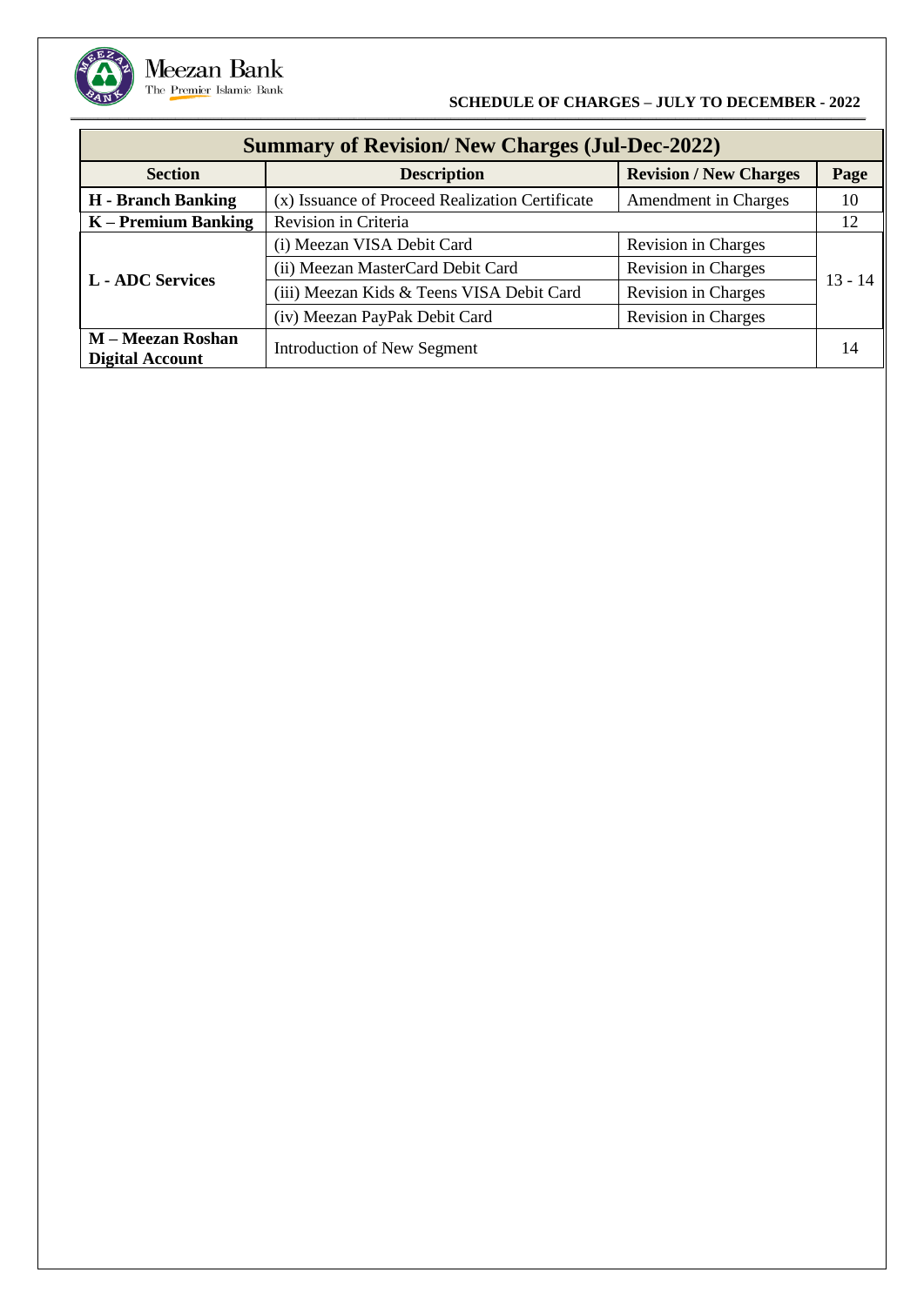| Summary of Revision/ New Charges (Jul-Dec-2022) | | | |
|---|---|---|---|
| **Section** | **Description** | **Revision / New Charges** | **Page** |
| **H - Branch Banking** | (x) Issuance of Proceed Realization Certificate | Amendment in Charges | 10 |
| **K – Premium Banking** | Revision in Criteria | | 12 |
| **L - ADC Services** | (i) Meezan VISA Debit Card | Revision in Charges | 13 - 14 |
| | (ii) Meezan MasterCard Debit Card | Revision in Charges | |
| | (iii) Meezan Kids & Teens VISA Debit Card | Revision in Charges | |
| | (iv) Meezan PayPak Debit Card | Revision in Charges | |
| **M – Meezan Roshan Digital Account** | Introduction of New Segment | | 14 |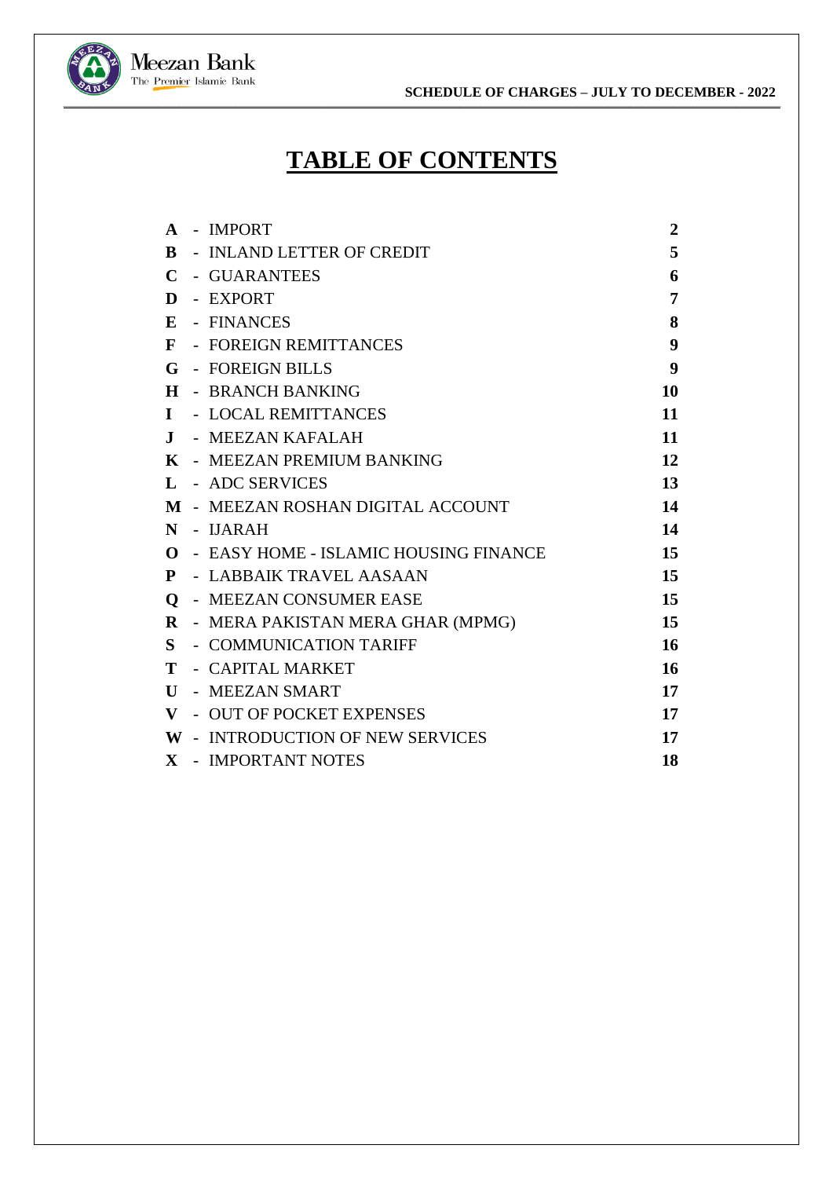# TABLE OF CONTENTS

| | | |
|---|---|---|
| **A** | - IMPORT | **2** |
| **B** | - INLAND LETTER OF CREDIT | **5** |
| **C** | - GUARANTEES | **6** |
| **D** | - EXPORT | **7** |
| **E** | - FINANCES | **8** |
| **F** | - FOREIGN REMITTANCES | **9** |
| **G** | - FOREIGN BILLS | **9** |
| **H** | - BRANCH BANKING | **10** |
| **I** | - LOCAL REMITTANCES | **11** |
| **J** | - MEEZAN KAFALAH | **11** |
| **K** | - MEEZAN PREMIUM BANKING | **12** |
| **L** | - ADC SERVICES | **13** |
| **M** | - MEEZAN ROSHAN DIGITAL ACCOUNT | **14** |
| **N** | - IJARAH | **14** |
| **O** | - EASY HOME - ISLAMIC HOUSING FINANCE | **15** |
| **P** | - LABBAIK TRAVEL AASAAN | **15** |
| **Q** | - MEEZAN CONSUMER EASE | **15** |
| **R** | - MERA PAKISTAN MERA GHAR (MPMG) | **15** |
| **S** | - COMMUNICATION TARIFF | **16** |
| **T** | - CAPITAL MARKET | **16** |
| **U** | - MEEZAN SMART | **17** |
| **V** | - OUT OF POCKET EXPENSES | **17** |
| **W** | - INTRODUCTION OF NEW SERVICES | **17** |
| **X** | - IMPORTANT NOTES | **18** |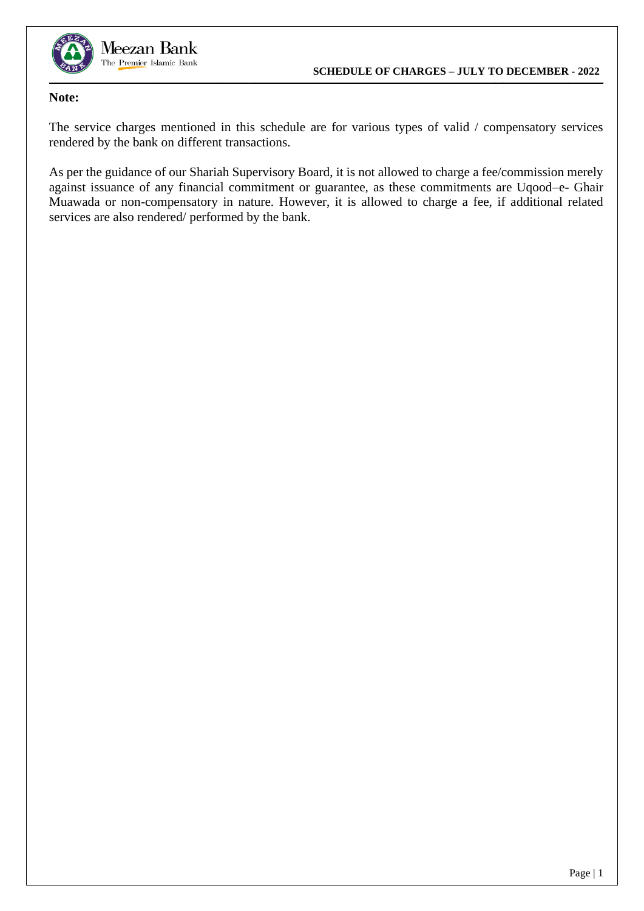**Note:**

The service charges mentioned in this schedule are for various types of valid / compensatory services rendered by the bank on different transactions.

As per the guidance of our Shariah Supervisory Board, it is not allowed to charge a fee/commission merely against issuance of any financial commitment or guarantee, as these commitments are Uqood–e- Ghair Muawada or non-compensatory in nature. However, it is allowed to charge a fee, if additional related services are also rendered/ performed by the bank.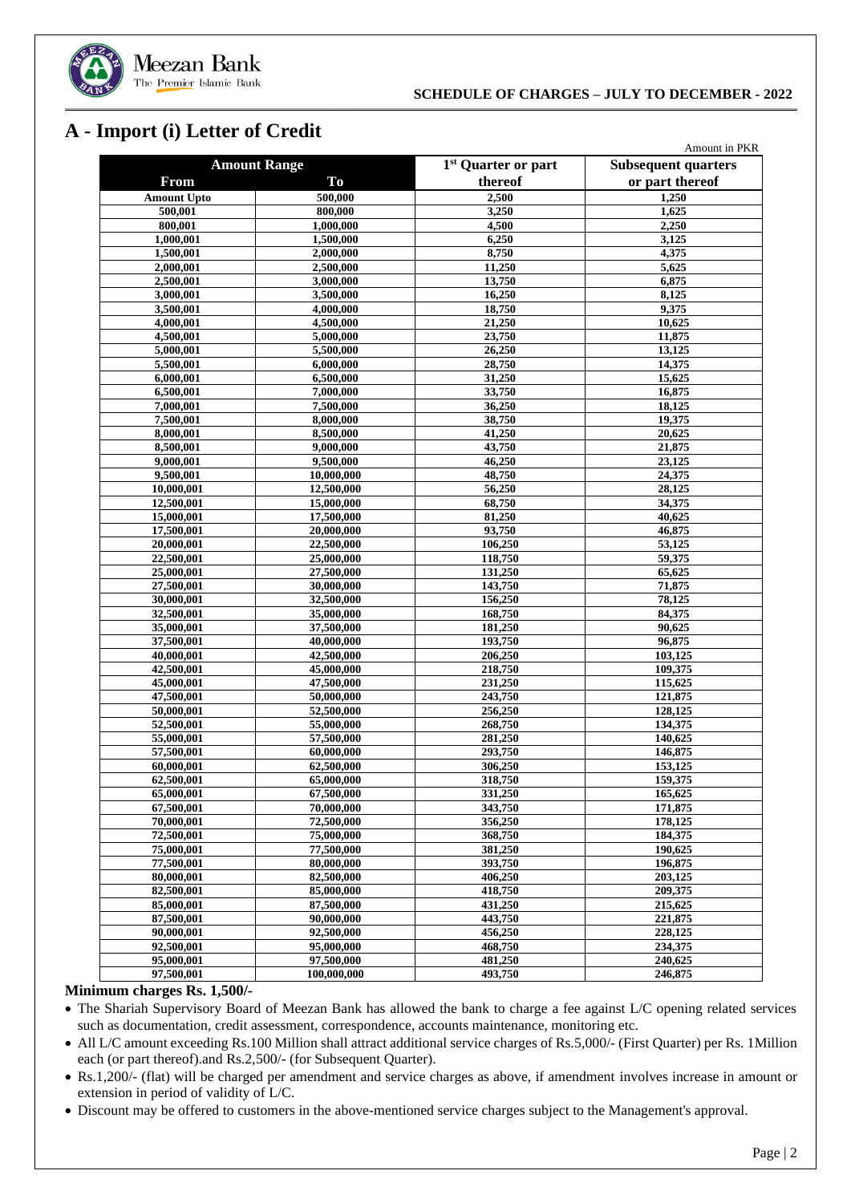# A - Import (i) Letter of Credit

Amount in PKR

| Amount Range | | 1st Quarter or part thereof | Subsequent quarters or part thereof |
|---|---|---|---|
| **From** | **To** | | |
| Amount Upto | 500,000 | 2,500 | 1,250 |
| 500,001 | 800,000 | 3,250 | 1,625 |
| 800,001 | 1,000,000 | 4,500 | 2,250 |
| 1,000,001 | 1,500,000 | 6,250 | 3,125 |
| 1,500,001 | 2,000,000 | 8,750 | 4,375 |
| 2,000,001 | 2,500,000 | 11,250 | 5,625 |
| 2,500,001 | 3,000,000 | 13,750 | 6,875 |
| 3,000,001 | 3,500,000 | 16,250 | 8,125 |
| 3,500,001 | 4,000,000 | 18,750 | 9,375 |
| 4,000,001 | 4,500,000 | 21,250 | 10,625 |
| 4,500,001 | 5,000,000 | 23,750 | 11,875 |
| 5,000,001 | 5,500,000 | 26,250 | 13,125 |
| 5,500,001 | 6,000,000 | 28,750 | 14,375 |
| 6,000,001 | 6,500,000 | 31,250 | 15,625 |
| 6,500,001 | 7,000,000 | 33,750 | 16,875 |
| 7,000,001 | 7,500,000 | 36,250 | 18,125 |
| 7,500,001 | 8,000,000 | 38,750 | 19,375 |
| 8,000,001 | 8,500,000 | 41,250 | 20,625 |
| 8,500,001 | 9,000,000 | 43,750 | 21,875 |
| 9,000,001 | 9,500,000 | 46,250 | 23,125 |
| 9,500,001 | 10,000,000 | 48,750 | 24,375 |
| 10,000,001 | 12,500,000 | 56,250 | 28,125 |
| 12,500,001 | 15,000,000 | 68,750 | 34,375 |
| 15,000,001 | 17,500,000 | 81,250 | 40,625 |
| 17,500,001 | 20,000,000 | 93,750 | 46,875 |
| 20,000,001 | 22,500,000 | 106,250 | 53,125 |
| 22,500,001 | 25,000,000 | 118,750 | 59,375 |
| 25,000,001 | 27,500,000 | 131,250 | 65,625 |
| 27,500,001 | 30,000,000 | 143,750 | 71,875 |
| 30,000,001 | 32,500,000 | 156,250 | 78,125 |
| 32,500,001 | 35,000,000 | 168,750 | 84,375 |
| 35,000,001 | 37,500,000 | 181,250 | 90,625 |
| 37,500,001 | 40,000,000 | 193,750 | 96,875 |
| 40,000,001 | 42,500,000 | 206,250 | 103,125 |
| 42,500,001 | 45,000,000 | 218,750 | 109,375 |
| 45,000,001 | 47,500,000 | 231,250 | 115,625 |
| 47,500,001 | 50,000,000 | 243,750 | 121,875 |
| 50,000,001 | 52,500,000 | 256,250 | 128,125 |
| 52,500,001 | 55,000,000 | 268,750 | 134,375 |
| 55,000,001 | 57,500,000 | 281,250 | 140,625 |
| 57,500,001 | 60,000,000 | 293,750 | 146,875 |
| 60,000,001 | 62,500,000 | 306,250 | 153,125 |
| 62,500,001 | 65,000,000 | 318,750 | 159,375 |
| 65,000,001 | 67,500,000 | 331,250 | 165,625 |
| 67,500,001 | 70,000,000 | 343,750 | 171,875 |
| 70,000,001 | 72,500,000 | 356,250 | 178,125 |
| 72,500,001 | 75,000,000 | 368,750 | 184,375 |
| 75,000,001 | 77,500,000 | 381,250 | 190,625 |
| 77,500,001 | 80,000,000 | 393,750 | 196,875 |
| 80,000,001 | 82,500,000 | 406,250 | 203,125 |
| 82,500,001 | 85,000,000 | 418,750 | 209,375 |
| 85,000,001 | 87,500,000 | 431,250 | 215,625 |
| 87,500,001 | 90,000,000 | 443,750 | 221,875 |
| 90,000,001 | 92,500,000 | 456,250 | 228,125 |
| 92,500,001 | 95,000,000 | 468,750 | 234,375 |
| 95,000,001 | 97,500,000 | 481,250 | 240,625 |
| 97,500,001 | 100,000,000 | 493,750 | 246,875 |

**Minimum charges Rs. 1,500/-**

- The Shariah Supervisory Board of Meezan Bank has allowed the bank to charge a fee against L/C opening related services such as documentation, credit assessment, correspondence, accounts maintenance, monitoring etc.
- All L/C amount exceeding Rs.100 Million shall attract additional service charges of Rs.5,000/- (First Quarter) per Rs. 1Million each (or part thereof).and Rs.2,500/- (for Subsequent Quarter).
- Rs.1,200/- (flat) will be charged per amendment and service charges as above, if amendment involves increase in amount or extension in period of validity of L/C.
- Discount may be offered to customers in the above-mentioned service charges subject to the Management's approval.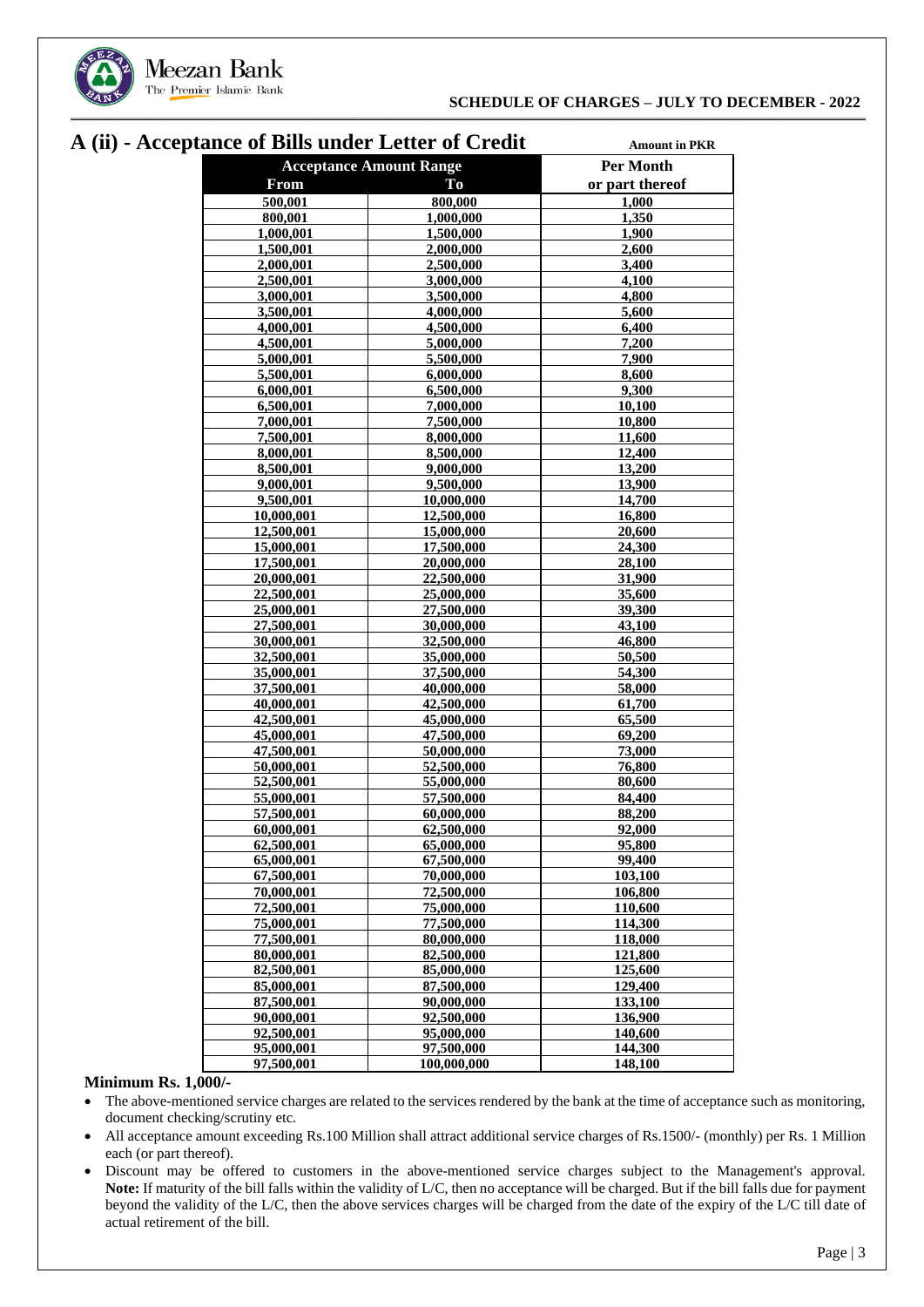## A (ii) - Acceptance of Bills under Letter of Credit

Amount in PKR

| Acceptance Amount Range | | Per Month |
|---|---|---|
| From | To | or part thereof |
| 500,001 | 800,000 | 1,000 |
| 800,001 | 1,000,000 | 1,350 |
| 1,000,001 | 1,500,000 | 1,900 |
| 1,500,001 | 2,000,000 | 2,600 |
| 2,000,001 | 2,500,000 | 3,400 |
| 2,500,001 | 3,000,000 | 4,100 |
| 3,000,001 | 3,500,000 | 4,800 |
| 3,500,001 | 4,000,000 | 5,600 |
| 4,000,001 | 4,500,000 | 6,400 |
| 4,500,001 | 5,000,000 | 7,200 |
| 5,000,001 | 5,500,000 | 7,900 |
| 5,500,001 | 6,000,000 | 8,600 |
| 6,000,001 | 6,500,000 | 9,300 |
| 6,500,001 | 7,000,000 | 10,100 |
| 7,000,001 | 7,500,000 | 10,800 |
| 7,500,001 | 8,000,000 | 11,600 |
| 8,000,001 | 8,500,000 | 12,400 |
| 8,500,001 | 9,000,000 | 13,200 |
| 9,000,001 | 9,500,000 | 13,900 |
| 9,500,001 | 10,000,000 | 14,700 |
| 10,000,001 | 12,500,000 | 16,800 |
| 12,500,001 | 15,000,000 | 20,600 |
| 15,000,001 | 17,500,000 | 24,300 |
| 17,500,001 | 20,000,000 | 28,100 |
| 20,000,001 | 22,500,000 | 31,900 |
| 22,500,001 | 25,000,000 | 35,600 |
| 25,000,001 | 27,500,000 | 39,300 |
| 27,500,001 | 30,000,000 | 43,100 |
| 30,000,001 | 32,500,000 | 46,800 |
| 32,500,001 | 35,000,000 | 50,500 |
| 35,000,001 | 37,500,000 | 54,300 |
| 37,500,001 | 40,000,000 | 58,000 |
| 40,000,001 | 42,500,000 | 61,700 |
| 42,500,001 | 45,000,000 | 65,500 |
| 45,000,001 | 47,500,000 | 69,200 |
| 47,500,001 | 50,000,000 | 73,000 |
| 50,000,001 | 52,500,000 | 76,800 |
| 52,500,001 | 55,000,000 | 80,600 |
| 55,000,001 | 57,500,000 | 84,400 |
| 57,500,001 | 60,000,000 | 88,200 |
| 60,000,001 | 62,500,000 | 92,000 |
| 62,500,001 | 65,000,000 | 95,800 |
| 65,000,001 | 67,500,000 | 99,400 |
| 67,500,001 | 70,000,000 | 103,100 |
| 70,000,001 | 72,500,000 | 106,800 |
| 72,500,001 | 75,000,000 | 110,600 |
| 75,000,001 | 77,500,000 | 114,300 |
| 77,500,001 | 80,000,000 | 118,000 |
| 80,000,001 | 82,500,000 | 121,800 |
| 82,500,001 | 85,000,000 | 125,600 |
| 85,000,001 | 87,500,000 | 129,400 |
| 87,500,001 | 90,000,000 | 133,100 |
| 90,000,001 | 92,500,000 | 136,900 |
| 92,500,001 | 95,000,000 | 140,600 |
| 95,000,001 | 97,500,000 | 144,300 |
| 97,500,001 | 100,000,000 | 148,100 |

**Minimum Rs. 1,000/-**

- The above-mentioned service charges are related to the services rendered by the bank at the time of acceptance such as monitoring, document checking/scrutiny etc.
- All acceptance amount exceeding Rs.100 Million shall attract additional service charges of Rs.1500/- (monthly) per Rs. 1 Million each (or part thereof).
- Discount may be offered to customers in the above-mentioned service charges subject to the Management's approval. **Note:** If maturity of the bill falls within the validity of L/C, then no acceptance will be charged. But if the bill falls due for payment beyond the validity of the L/C, then the above services charges will be charged from the date of the expiry of the L/C till date of actual retirement of the bill.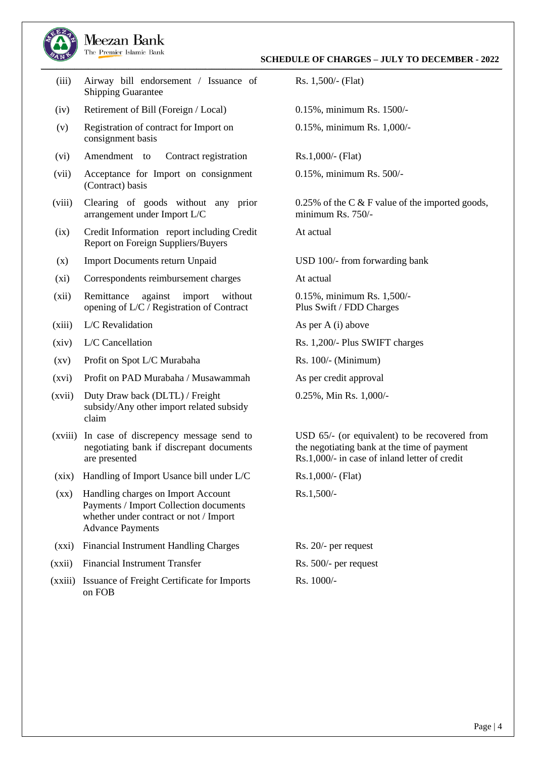| | | |
|---|---|---|
| (iii) | Airway bill endorsement / Issuance of Shipping Guarantee | Rs. 1,500/- (Flat) |
| (iv) | Retirement of Bill (Foreign / Local) | 0.15%, minimum Rs. 1500/- |
| (v) | Registration of contract for Import on consignment basis | 0.15%, minimum Rs. 1,000/- |
| (vi) | Amendment to Contract registration | Rs.1,000/- (Flat) |
| (vii) | Acceptance for Import on consignment (Contract) basis | 0.15%, minimum Rs. 500/- |
| (viii) | Clearing of goods without any prior arrangement under Import L/C | 0.25% of the C & F value of the imported goods, minimum Rs. 750/- |
| (ix) | Credit Information report including Credit Report on Foreign Suppliers/Buyers | At actual |
| (x) | Import Documents return Unpaid | USD 100/- from forwarding bank |
| (xi) | Correspondents reimbursement charges | At actual |
| (xii) | Remittance against import without opening of L/C / Registration of Contract | 0.15%, minimum Rs. 1,500/- Plus Swift / FDD Charges |
| (xiii) | L/C Revalidation | As per A (i) above |
| (xiv) | L/C Cancellation | Rs. 1,200/- Plus SWIFT charges |
| (xv) | Profit on Spot L/C Murabaha | Rs. 100/- (Minimum) |
| (xvi) | Profit on PAD Murabaha / Musawammah | As per credit approval |
| (xvii) | Duty Draw back (DLTL) / Freight subsidy/Any other import related subsidy claim | 0.25%, Min Rs. 1,000/- |
| (xviii) | In case of discrepency message send to negotiating bank if discrepant documents are presented | USD 65/- (or equivalent) to be recovered from the negotiating bank at the time of payment Rs.1,000/- in case of inland letter of credit |
| (xix) | Handling of Import Usance bill under L/C | Rs.1,000/- (Flat) |
| (xx) | Handling charges on Import Account Payments / Import Collection documents whether under contract or not / Import Advance Payments | Rs.1,500/- |
| (xxi) | Financial Instrument Handling Charges | Rs. 20/- per request |
| (xxii) | Financial Instrument Transfer | Rs. 500/- per request |
| (xxiii) | Issuance of Freight Certificate for Imports on FOB | Rs. 1000/- |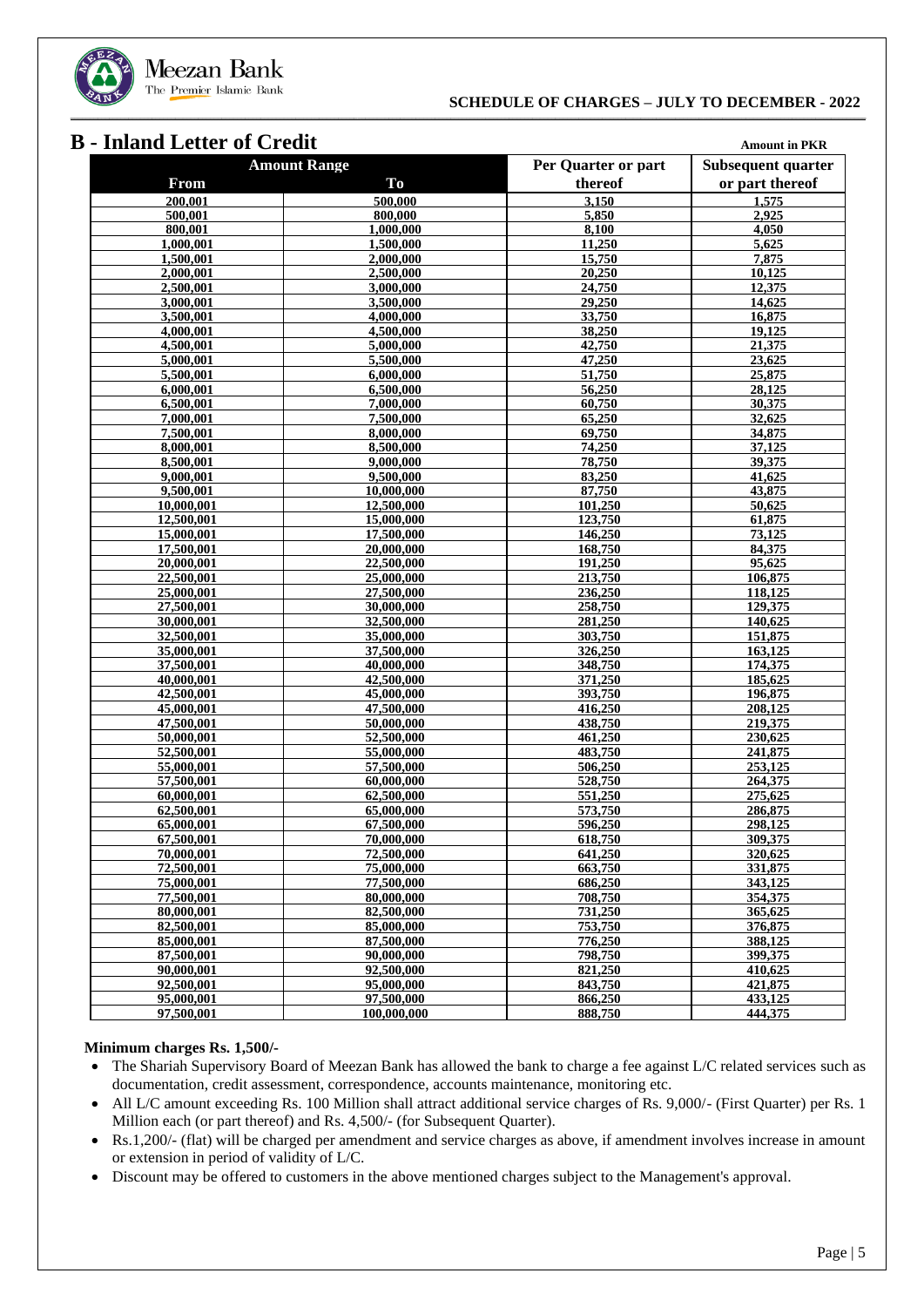## B - Inland Letter of Credit

Amount in PKR

| Amount Range | | Per Quarter or part thereof | Subsequent quarter or part thereof |
|---|---|---|---|
| From | To | | |
| 200,001 | 500,000 | 3,150 | 1,575 |
| 500,001 | 800,000 | 5,850 | 2,925 |
| 800,001 | 1,000,000 | 8,100 | 4,050 |
| 1,000,001 | 1,500,000 | 11,250 | 5,625 |
| 1,500,001 | 2,000,000 | 15,750 | 7,875 |
| 2,000,001 | 2,500,000 | 20,250 | 10,125 |
| 2,500,001 | 3,000,000 | 24,750 | 12,375 |
| 3,000,001 | 3,500,000 | 29,250 | 14,625 |
| 3,500,001 | 4,000,000 | 33,750 | 16,875 |
| 4,000,001 | 4,500,000 | 38,250 | 19,125 |
| 4,500,001 | 5,000,000 | 42,750 | 21,375 |
| 5,000,001 | 5,500,000 | 47,250 | 23,625 |
| 5,500,001 | 6,000,000 | 51,750 | 25,875 |
| 6,000,001 | 6,500,000 | 56,250 | 28,125 |
| 6,500,001 | 7,000,000 | 60,750 | 30,375 |
| 7,000,001 | 7,500,000 | 65,250 | 32,625 |
| 7,500,001 | 8,000,000 | 69,750 | 34,875 |
| 8,000,001 | 8,500,000 | 74,250 | 37,125 |
| 8,500,001 | 9,000,000 | 78,750 | 39,375 |
| 9,000,001 | 9,500,000 | 83,250 | 41,625 |
| 9,500,001 | 10,000,000 | 87,750 | 43,875 |
| 10,000,001 | 12,500,000 | 101,250 | 50,625 |
| 12,500,001 | 15,000,000 | 123,750 | 61,875 |
| 15,000,001 | 17,500,000 | 146,250 | 73,125 |
| 17,500,001 | 20,000,000 | 168,750 | 84,375 |
| 20,000,001 | 22,500,000 | 191,250 | 95,625 |
| 22,500,001 | 25,000,000 | 213,750 | 106,875 |
| 25,000,001 | 27,500,000 | 236,250 | 118,125 |
| 27,500,001 | 30,000,000 | 258,750 | 129,375 |
| 30,000,001 | 32,500,000 | 281,250 | 140,625 |
| 32,500,001 | 35,000,000 | 303,750 | 151,875 |
| 35,000,001 | 37,500,000 | 326,250 | 163,125 |
| 37,500,001 | 40,000,000 | 348,750 | 174,375 |
| 40,000,001 | 42,500,000 | 371,250 | 185,625 |
| 42,500,001 | 45,000,000 | 393,750 | 196,875 |
| 45,000,001 | 47,500,000 | 416,250 | 208,125 |
| 47,500,001 | 50,000,000 | 438,750 | 219,375 |
| 50,000,001 | 52,500,000 | 461,250 | 230,625 |
| 52,500,001 | 55,000,000 | 483,750 | 241,875 |
| 55,000,001 | 57,500,000 | 506,250 | 253,125 |
| 57,500,001 | 60,000,000 | 528,750 | 264,375 |
| 60,000,001 | 62,500,000 | 551,250 | 275,625 |
| 62,500,001 | 65,000,000 | 573,750 | 286,875 |
| 65,000,001 | 67,500,000 | 596,250 | 298,125 |
| 67,500,001 | 70,000,000 | 618,750 | 309,375 |
| 70,000,001 | 72,500,000 | 641,250 | 320,625 |
| 72,500,001 | 75,000,000 | 663,750 | 331,875 |
| 75,000,001 | 77,500,000 | 686,250 | 343,125 |
| 77,500,001 | 80,000,000 | 708,750 | 354,375 |
| 80,000,001 | 82,500,000 | 731,250 | 365,625 |
| 82,500,001 | 85,000,000 | 753,750 | 376,875 |
| 85,000,001 | 87,500,000 | 776,250 | 388,125 |
| 87,500,001 | 90,000,000 | 798,750 | 399,375 |
| 90,000,001 | 92,500,000 | 821,250 | 410,625 |
| 92,500,001 | 95,000,000 | 843,750 | 421,875 |
| 95,000,001 | 97,500,000 | 866,250 | 433,125 |
| 97,500,001 | 100,000,000 | 888,750 | 444,375 |

**Minimum charges Rs. 1,500/-**

- The Shariah Supervisory Board of Meezan Bank has allowed the bank to charge a fee against L/C related services such as documentation, credit assessment, correspondence, accounts maintenance, monitoring etc.
- All L/C amount exceeding Rs. 100 Million shall attract additional service charges of Rs. 9,000/- (First Quarter) per Rs. 1 Million each (or part thereof) and Rs. 4,500/- (for Subsequent Quarter).
- Rs.1,200/- (flat) will be charged per amendment and service charges as above, if amendment involves increase in amount or extension in period of validity of L/C.
- Discount may be offered to customers in the above mentioned charges subject to the Management's approval.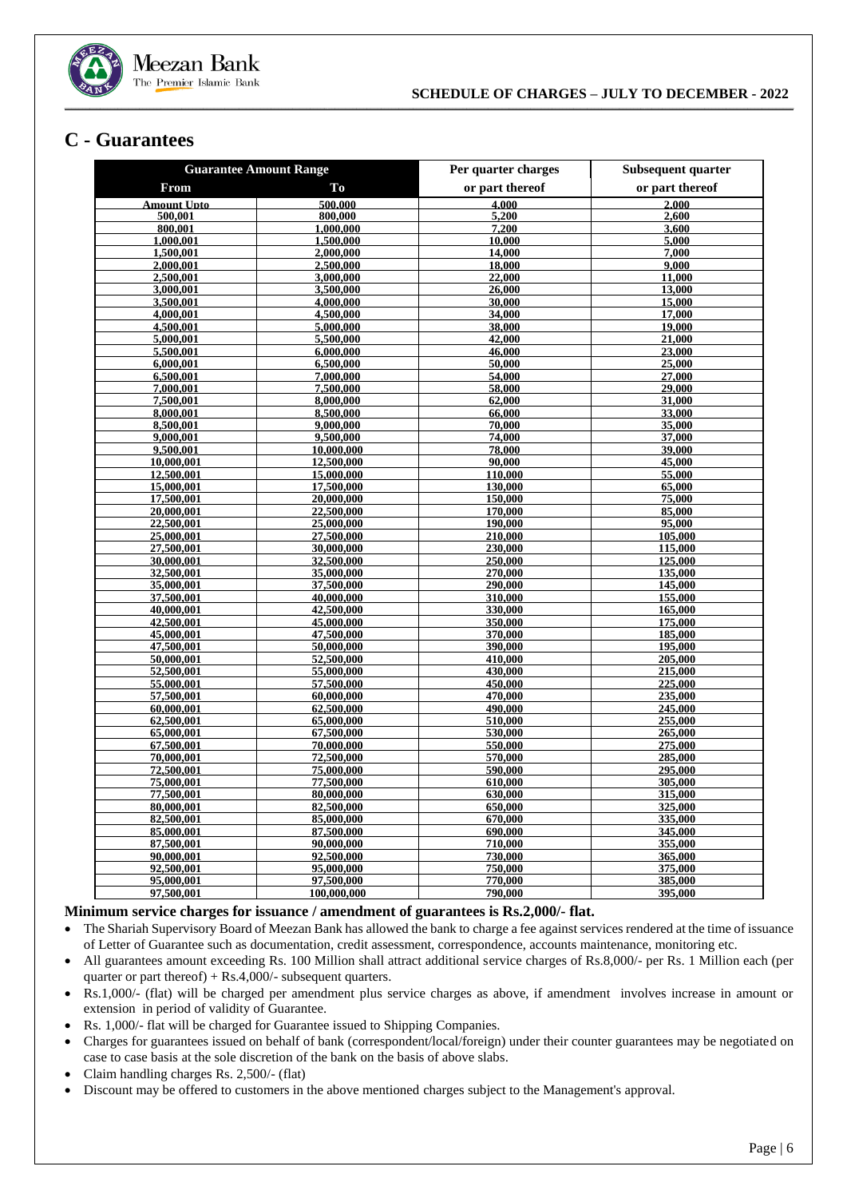## C - Guarantees

| Guarantee Amount Range | | Per quarter charges | Subsequent quarter |
|---|---|---|---|
| From | To | or part thereof | or part thereof |
| Amount Upto | 500,000 | 4,000 | 2,000 |
| 500,001 | 800,000 | 5,200 | 2,600 |
| 800,001 | 1,000,000 | 7,200 | 3,600 |
| 1,000,001 | 1,500,000 | 10,000 | 5,000 |
| 1,500,001 | 2,000,000 | 14,000 | 7,000 |
| 2,000,001 | 2,500,000 | 18,000 | 9,000 |
| 2,500,001 | 3,000,000 | 22,000 | 11,000 |
| 3,000,001 | 3,500,000 | 26,000 | 13,000 |
| 3,500,001 | 4,000,000 | 30,000 | 15,000 |
| 4,000,001 | 4,500,000 | 34,000 | 17,000 |
| 4,500,001 | 5,000,000 | 38,000 | 19,000 |
| 5,000,001 | 5,500,000 | 42,000 | 21,000 |
| 5,500,001 | 6,000,000 | 46,000 | 23,000 |
| 6,000,001 | 6,500,000 | 50,000 | 25,000 |
| 6,500,001 | 7,000,000 | 54,000 | 27,000 |
| 7,000,001 | 7,500,000 | 58,000 | 29,000 |
| 7,500,001 | 8,000,000 | 62,000 | 31,000 |
| 8,000,001 | 8,500,000 | 66,000 | 33,000 |
| 8,500,001 | 9,000,000 | 70,000 | 35,000 |
| 9,000,001 | 9,500,000 | 74,000 | 37,000 |
| 9,500,001 | 10,000,000 | 78,000 | 39,000 |
| 10,000,001 | 12,500,000 | 90,000 | 45,000 |
| 12,500,001 | 15,000,000 | 110,000 | 55,000 |
| 15,000,001 | 17,500,000 | 130,000 | 65,000 |
| 17,500,001 | 20,000,000 | 150,000 | 75,000 |
| 20,000,001 | 22,500,000 | 170,000 | 85,000 |
| 22,500,001 | 25,000,000 | 190,000 | 95,000 |
| 25,000,001 | 27,500,000 | 210,000 | 105,000 |
| 27,500,001 | 30,000,000 | 230,000 | 115,000 |
| 30,000,001 | 32,500,000 | 250,000 | 125,000 |
| 32,500,001 | 35,000,000 | 270,000 | 135,000 |
| 35,000,001 | 37,500,000 | 290,000 | 145,000 |
| 37,500,001 | 40,000,000 | 310,000 | 155,000 |
| 40,000,001 | 42,500,000 | 330,000 | 165,000 |
| 42,500,001 | 45,000,000 | 350,000 | 175,000 |
| 45,000,001 | 47,500,000 | 370,000 | 185,000 |
| 47,500,001 | 50,000,000 | 390,000 | 195,000 |
| 50,000,001 | 52,500,000 | 410,000 | 205,000 |
| 52,500,001 | 55,000,000 | 430,000 | 215,000 |
| 55,000,001 | 57,500,000 | 450,000 | 225,000 |
| 57,500,001 | 60,000,000 | 470,000 | 235,000 |
| 60,000,001 | 62,500,000 | 490,000 | 245,000 |
| 62,500,001 | 65,000,000 | 510,000 | 255,000 |
| 65,000,001 | 67,500,000 | 530,000 | 265,000 |
| 67,500,001 | 70,000,000 | 550,000 | 275,000 |
| 70,000,001 | 72,500,000 | 570,000 | 285,000 |
| 72,500,001 | 75,000,000 | 590,000 | 295,000 |
| 75,000,001 | 77,500,000 | 610,000 | 305,000 |
| 77,500,001 | 80,000,000 | 630,000 | 315,000 |
| 80,000,001 | 82,500,000 | 650,000 | 325,000 |
| 82,500,001 | 85,000,000 | 670,000 | 335,000 |
| 85,000,001 | 87,500,000 | 690,000 | 345,000 |
| 87,500,001 | 90,000,000 | 710,000 | 355,000 |
| 90,000,001 | 92,500,000 | 730,000 | 365,000 |
| 92,500,001 | 95,000,000 | 750,000 | 375,000 |
| 95,000,001 | 97,500,000 | 770,000 | 385,000 |
| 97,500,001 | 100,000,000 | 790,000 | 395,000 |

**Minimum service charges for issuance / amendment of guarantees is Rs.2,000/- flat.**

- The Shariah Supervisory Board of Meezan Bank has allowed the bank to charge a fee against services rendered at the time of issuance of Letter of Guarantee such as documentation, credit assessment, correspondence, accounts maintenance, monitoring etc.
- All guarantees amount exceeding Rs. 100 Million shall attract additional service charges of Rs.8,000/- per Rs. 1 Million each (per quarter or part thereof) + Rs.4,000/- subsequent quarters.
- Rs.1,000/- (flat) will be charged per amendment plus service charges as above, if amendment involves increase in amount or extension in period of validity of Guarantee.
- Rs. 1,000/- flat will be charged for Guarantee issued to Shipping Companies.
- Charges for guarantees issued on behalf of bank (correspondent/local/foreign) under their counter guarantees may be negotiated on case to case basis at the sole discretion of the bank on the basis of above slabs.
- Claim handling charges Rs. 2,500/- (flat)
- Discount may be offered to customers in the above mentioned charges subject to the Management's approval.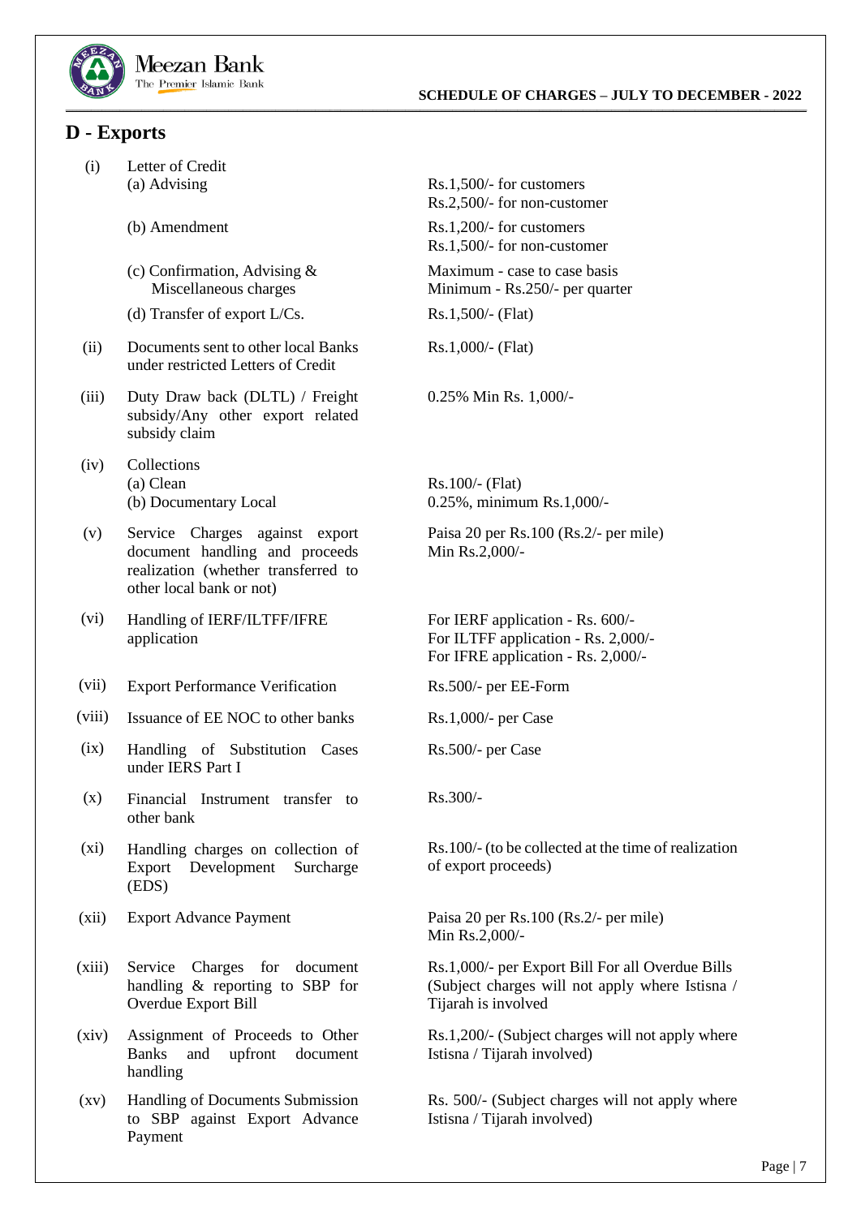## D - Exports

| | | |
|---|---|---|
| (i) | Letter of Credit<br>(a) Advising | Rs.1,500/- for customers<br>Rs.2,500/- for non-customer |
| | (b) Amendment | Rs.1,200/- for customers<br>Rs.1,500/- for non-customer |
| | (c) Confirmation, Advising & Miscellaneous charges | Maximum - case to case basis<br>Minimum - Rs.250/- per quarter |
| | (d) Transfer of export L/Cs. | Rs.1,500/- (Flat) |
| (ii) | Documents sent to other local Banks under restricted Letters of Credit | Rs.1,000/- (Flat) |
| (iii) | Duty Draw back (DLTL) / Freight subsidy/Any other export related subsidy claim | 0.25% Min Rs. 1,000/- |
| (iv) | Collections<br>(a) Clean<br>(b) Documentary Local | <br>Rs.100/- (Flat)<br>0.25%, minimum Rs.1,000/- |
| (v) | Service Charges against export document handling and proceeds realization (whether transferred to other local bank or not) | Paisa 20 per Rs.100 (Rs.2/- per mile)<br>Min Rs.2,000/- |
| (vi) | Handling of IERF/ILTFF/IFRE application | For IERF application - Rs. 600/-<br>For ILTFF application - Rs. 2,000/-<br>For IFRE application - Rs. 2,000/- |
| (vii) | Export Performance Verification | Rs.500/- per EE-Form |
| (viii) | Issuance of EE NOC to other banks | Rs.1,000/- per Case |
| (ix) | Handling of Substitution Cases under IERS Part I | Rs.500/- per Case |
| (x) | Financial Instrument transfer to other bank | Rs.300/- |
| (xi) | Handling charges on collection of Export Development Surcharge (EDS) | Rs.100/- (to be collected at the time of realization of export proceeds) |
| (xii) | Export Advance Payment | Paisa 20 per Rs.100 (Rs.2/- per mile)<br>Min Rs.2,000/- |
| (xiii) | Service Charges for document handling & reporting to SBP for Overdue Export Bill | Rs.1,000/- per Export Bill For all Overdue Bills (Subject charges will not apply where Istisna / Tijarah is involved |
| (xiv) | Assignment of Proceeds to Other Banks and upfront document handling | Rs.1,200/- (Subject charges will not apply where Istisna / Tijarah involved) |
| (xv) | Handling of Documents Submission to SBP against Export Advance Payment | Rs. 500/- (Subject charges will not apply where Istisna / Tijarah involved) |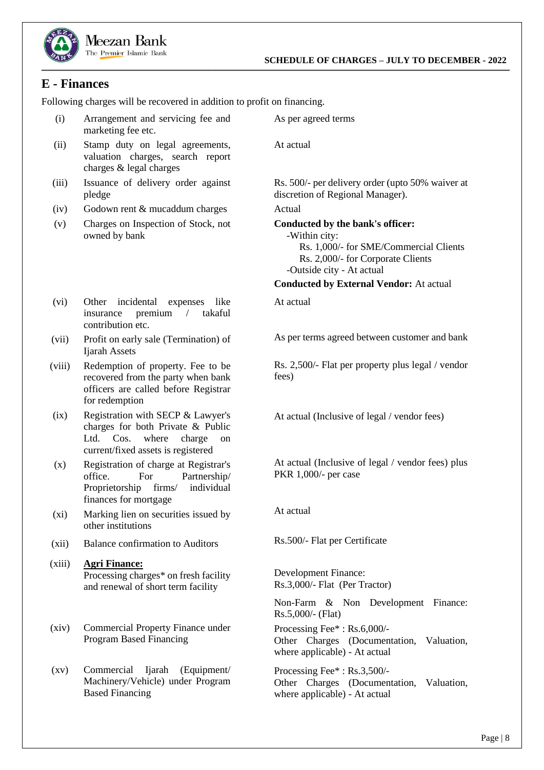## E - Finances

Following charges will be recovered in addition to profit on financing.

| | | |
|---|---|---|
| (i) | Arrangement and servicing fee and marketing fee etc. | As per agreed terms |
| (ii) | Stamp duty on legal agreements, valuation charges, search report charges & legal charges | At actual |
| (iii) | Issuance of delivery order against pledge | Rs. 500/- per delivery order (upto 50% waiver at discretion of Regional Manager). |
| (iv) | Godown rent & mucaddum charges | Actual |
| (v) | Charges on Inspection of Stock, not owned by bank | **Conducted by the bank's officer:**<br>-Within city:<br>Rs. 1,000/- for SME/Commercial Clients<br>Rs. 2,000/- for Corporate Clients<br>-Outside city - At actual<br>**Conducted by External Vendor:** At actual |
| (vi) | Other incidental expenses like insurance premium / takaful contribution etc. | At actual |
| (vii) | Profit on early sale (Termination) of Ijarah Assets | As per terms agreed between customer and bank |
| (viii) | Redemption of property. Fee to be recovered from the party when bank officers are called before Registrar for redemption | Rs. 2,500/- Flat per property plus legal / vendor fees) |
| (ix) | Registration with SECP & Lawyer's charges for both Private & Public Ltd. Cos. where charge on current/fixed assets is registered | At actual (Inclusive of legal / vendor fees) |
| (x) | Registration of charge at Registrar's office. For Partnership/ Proprietorship firms/ individual finances for mortgage | At actual (Inclusive of legal / vendor fees) plus PKR 1,000/- per case |
| (xi) | Marking lien on securities issued by other institutions | At actual |
| (xii) | Balance confirmation to Auditors | Rs.500/- Flat per Certificate |
| (xiii) | **Agri Finance:**<br>Processing charges* on fresh facility and renewal of short term facility | Development Finance:<br>Rs.3,000/- Flat (Per Tractor)<br>Non-Farm & Non Development Finance: Rs.5,000/- (Flat) |
| (xiv) | Commercial Property Finance under Program Based Financing | Processing Fee* : Rs.6,000/-<br>Other Charges (Documentation, Valuation, where applicable) - At actual |
| (xv) | Commercial Ijarah (Equipment/ Machinery/Vehicle) under Program Based Financing | Processing Fee* : Rs.3,500/-<br>Other Charges (Documentation, Valuation, where applicable) - At actual |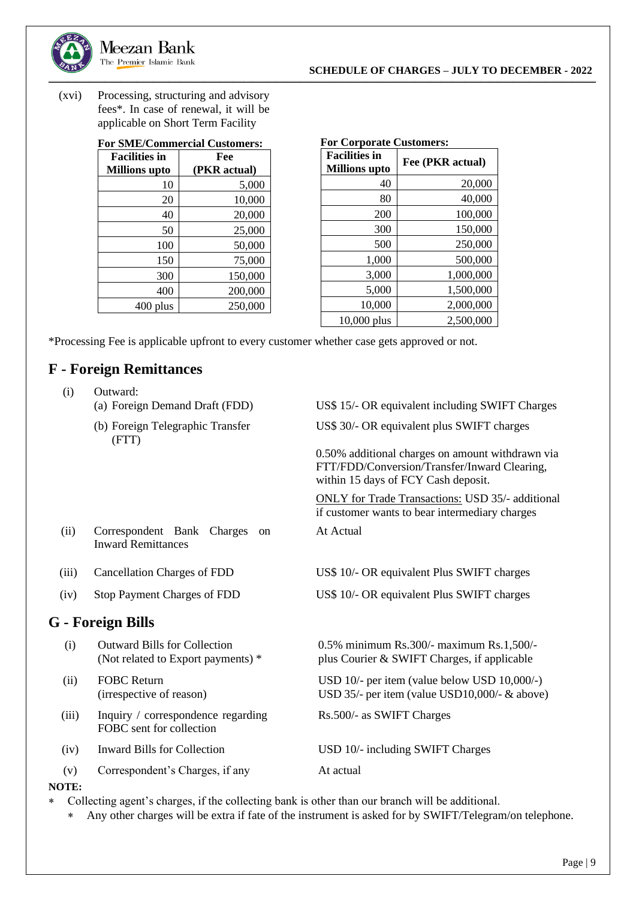(xvi) Processing, structuring and advisory fees*. In case of renewal, it will be applicable on Short Term Facility

**For SME/Commercial Customers:**

| Facilities in Millions upto | Fee (PKR actual) |
|---|---|
| 10 | 5,000 |
| 20 | 10,000 |
| 40 | 20,000 |
| 50 | 25,000 |
| 100 | 50,000 |
| 150 | 75,000 |
| 300 | 150,000 |
| 400 | 200,000 |
| 400 plus | 250,000 |

**For Corporate Customers:**

| Facilities in Millions upto | Fee (PKR actual) |
|---|---|
| 40 | 20,000 |
| 80 | 40,000 |
| 200 | 100,000 |
| 300 | 150,000 |
| 500 | 250,000 |
| 1,000 | 500,000 |
| 3,000 | 1,000,000 |
| 5,000 | 1,500,000 |
| 10,000 | 2,000,000 |
| 10,000 plus | 2,500,000 |

*Processing Fee is applicable upfront to every customer whether case gets approved or not.

## F - Foreign Remittances

| | | |
|---|---|---|
| (i) | Outward:<br>(a) Foreign Demand Draft (FDD) | US$ 15/- OR equivalent including SWIFT Charges |
| | (b) Foreign Telegraphic Transfer (FTT) | US$ 30/- OR equivalent plus SWIFT charges<br><br>0.50% additional charges on amount withdrawn via FTT/FDD/Conversion/Transfer/Inward Clearing, within 15 days of FCY Cash deposit.<br><br>ONLY for Trade Transactions: USD 35/- additional if customer wants to bear intermediary charges |
| (ii) | Correspondent Bank Charges on Inward Remittances | At Actual |
| (iii) | Cancellation Charges of FDD | US$ 10/- OR equivalent Plus SWIFT charges |
| (iv) | Stop Payment Charges of FDD | US$ 10/- OR equivalent Plus SWIFT charges |

## G - Foreign Bills

| | | |
|---|---|---|
| (i) | Outward Bills for Collection (Not related to Export payments) * | 0.5% minimum Rs.300/- maximum Rs.1,500/- plus Courier & SWIFT Charges, if applicable |
| (ii) | FOBC Return (irrespective of reason) | USD 10/- per item (value below USD 10,000/-)<br>USD 35/- per item (value USD10,000/- & above) |
| (iii) | Inquiry / correspondence regarding FOBC sent for collection | Rs.500/- as SWIFT Charges |
| (iv) | Inward Bills for Collection | USD 10/- including SWIFT Charges |
| (v) | Correspondent's Charges, if any | At actual |

**NOTE:**

* Collecting agent's charges, if the collecting bank is other than our branch will be additional.
  * Any other charges will be extra if fate of the instrument is asked for by SWIFT/Telegram/on telephone.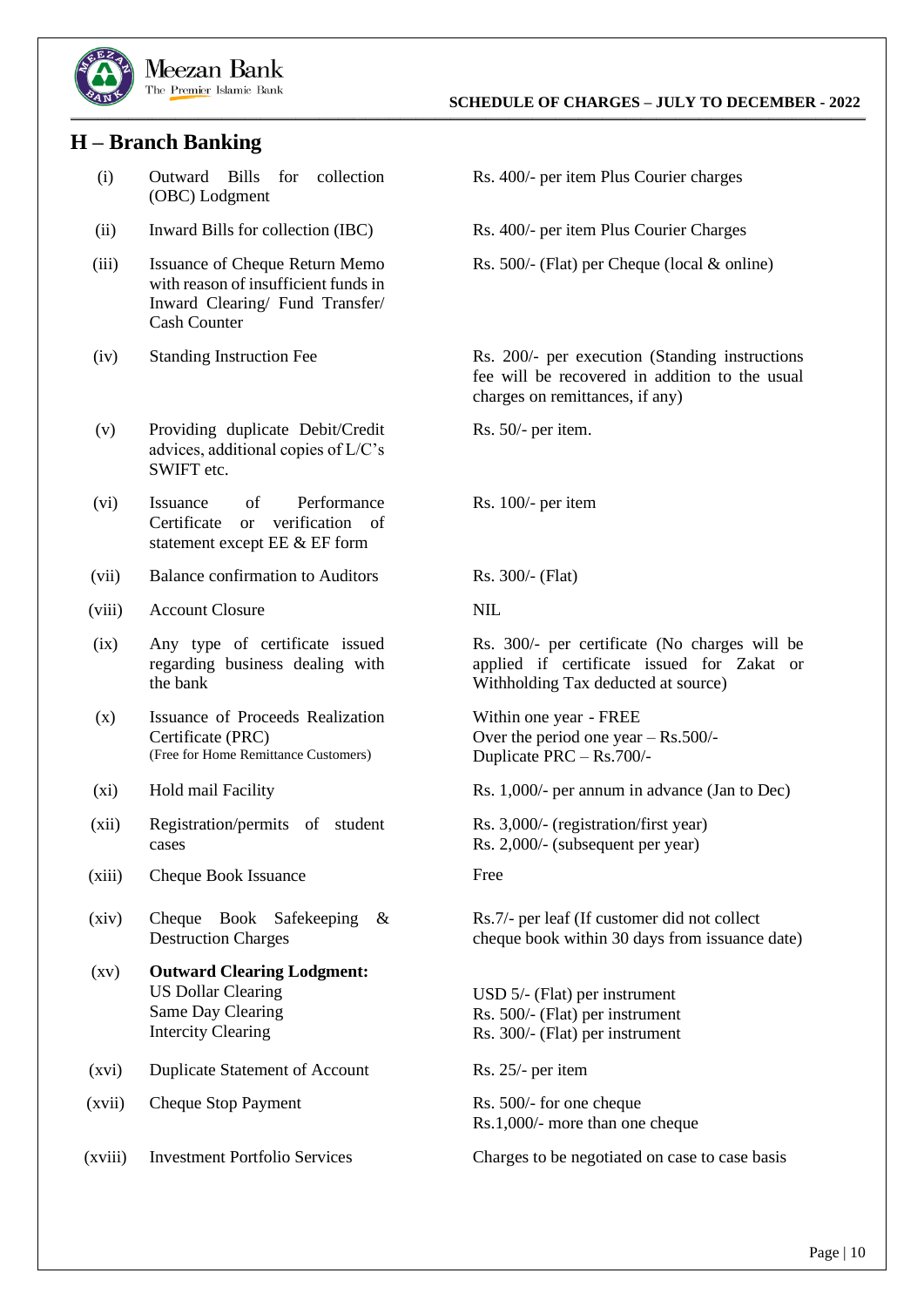## H – Branch Banking

| | | |
|---|---|---|
| (i) | Outward Bills for collection (OBC) Lodgment | Rs. 400/- per item Plus Courier charges |
| (ii) | Inward Bills for collection (IBC) | Rs. 400/- per item Plus Courier Charges |
| (iii) | Issuance of Cheque Return Memo with reason of insufficient funds in Inward Clearing/ Fund Transfer/ Cash Counter | Rs. 500/- (Flat) per Cheque (local & online) |
| (iv) | Standing Instruction Fee | Rs. 200/- per execution (Standing instructions fee will be recovered in addition to the usual charges on remittances, if any) |
| (v) | Providing duplicate Debit/Credit advices, additional copies of L/C's SWIFT etc. | Rs. 50/- per item. |
| (vi) | Issuance of Performance Certificate or verification of statement except EE & EF form | Rs. 100/- per item |
| (vii) | Balance confirmation to Auditors | Rs. 300/- (Flat) |
| (viii) | Account Closure | NIL |
| (ix) | Any type of certificate issued regarding business dealing with the bank | Rs. 300/- per certificate (No charges will be applied if certificate issued for Zakat or Withholding Tax deducted at source) |
| (x) | Issuance of Proceeds Realization Certificate (PRC) (Free for Home Remittance Customers) | Within one year - FREE<br>Over the period one year – Rs.500/-<br>Duplicate PRC – Rs.700/- |
| (xi) | Hold mail Facility | Rs. 1,000/- per annum in advance (Jan to Dec) |
| (xii) | Registration/permits of student cases | Rs. 3,000/- (registration/first year)<br>Rs. 2,000/- (subsequent per year) |
| (xiii) | Cheque Book Issuance | Free |
| (xiv) | Cheque Book Safekeeping & Destruction Charges | Rs.7/- per leaf (If customer did not collect cheque book within 30 days from issuance date) |
| (xv) | **Outward Clearing Lodgment:**<br>US Dollar Clearing<br>Same Day Clearing<br>Intercity Clearing | <br>USD 5/- (Flat) per instrument<br>Rs. 500/- (Flat) per instrument<br>Rs. 300/- (Flat) per instrument |
| (xvi) | Duplicate Statement of Account | Rs. 25/- per item |
| (xvii) | Cheque Stop Payment | Rs. 500/- for one cheque<br>Rs.1,000/- more than one cheque |
| (xviii) | Investment Portfolio Services | Charges to be negotiated on case to case basis |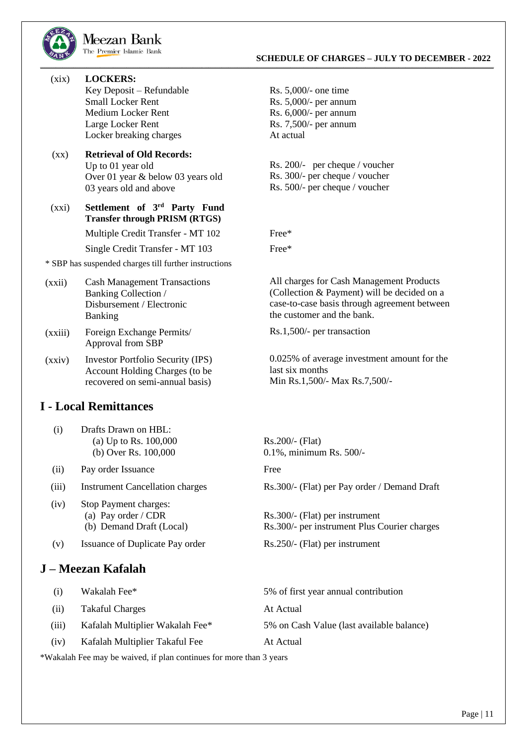| | | |
|---|---|---|
| (xix) | **LOCKERS:** | |
| | Key Deposit – Refundable | Rs. 5,000/- one time |
| | Small Locker Rent | Rs. 5,000/- per annum |
| | Medium Locker Rent | Rs. 6,000/- per annum |
| | Large Locker Rent | Rs. 7,500/- per annum |
| | Locker breaking charges | At actual |
| (xx) | **Retrieval of Old Records:** | |
| | Up to 01 year old | Rs. 200/- per cheque / voucher |
| | Over 01 year & below 03 years old | Rs. 300/- per cheque / voucher |
| | 03 years old and above | Rs. 500/- per cheque / voucher |
| (xxi) | **Settlement of 3rd Party Fund Transfer through PRISM (RTGS)** | |
| | Multiple Credit Transfer - MT 102 | Free* |
| | Single Credit Transfer - MT 103 | Free* |

\* SBP has suspended charges till further instructions

| | | |
|---|---|---|
| (xxii) | Cash Management Transactions Banking Collection / Disbursement / Electronic Banking | All charges for Cash Management Products (Collection & Payment) will be decided on a case-to-case basis through agreement between the customer and the bank. |
| (xxiii) | Foreign Exchange Permits/ Approval from SBP | Rs.1,500/- per transaction |
| (xxiv) | Investor Portfolio Security (IPS) Account Holding Charges (to be recovered on semi-annual basis) | 0.025% of average investment amount for the last six months<br>Min Rs.1,500/- Max Rs.7,500/- |

## I - Local Remittances

| | | |
|---|---|---|
| (i) | Drafts Drawn on HBL: | |
| | (a) Up to Rs. 100,000 | Rs.200/- (Flat) |
| | (b) Over Rs. 100,000 | 0.1%, minimum Rs. 500/- |
| (ii) | Pay order Issuance | Free |
| (iii) | Instrument Cancellation charges | Rs.300/- (Flat) per Pay order / Demand Draft |
| (iv) | Stop Payment charges: | |
| | (a) Pay order / CDR | Rs.300/- (Flat) per instrument |
| | (b) Demand Draft (Local) | Rs.300/- per instrument Plus Courier charges |
| (v) | Issuance of Duplicate Pay order | Rs.250/- (Flat) per instrument |

## J – Meezan Kafalah

| | | |
|---|---|---|
| (i) | Wakalah Fee* | 5% of first year annual contribution |
| (ii) | Takaful Charges | At Actual |
| (iii) | Kafalah Multiplier Wakalah Fee* | 5% on Cash Value (last available balance) |
| (iv) | Kafalah Multiplier Takaful Fee | At Actual |

\*Wakalah Fee may be waived, if plan continues for more than 3 years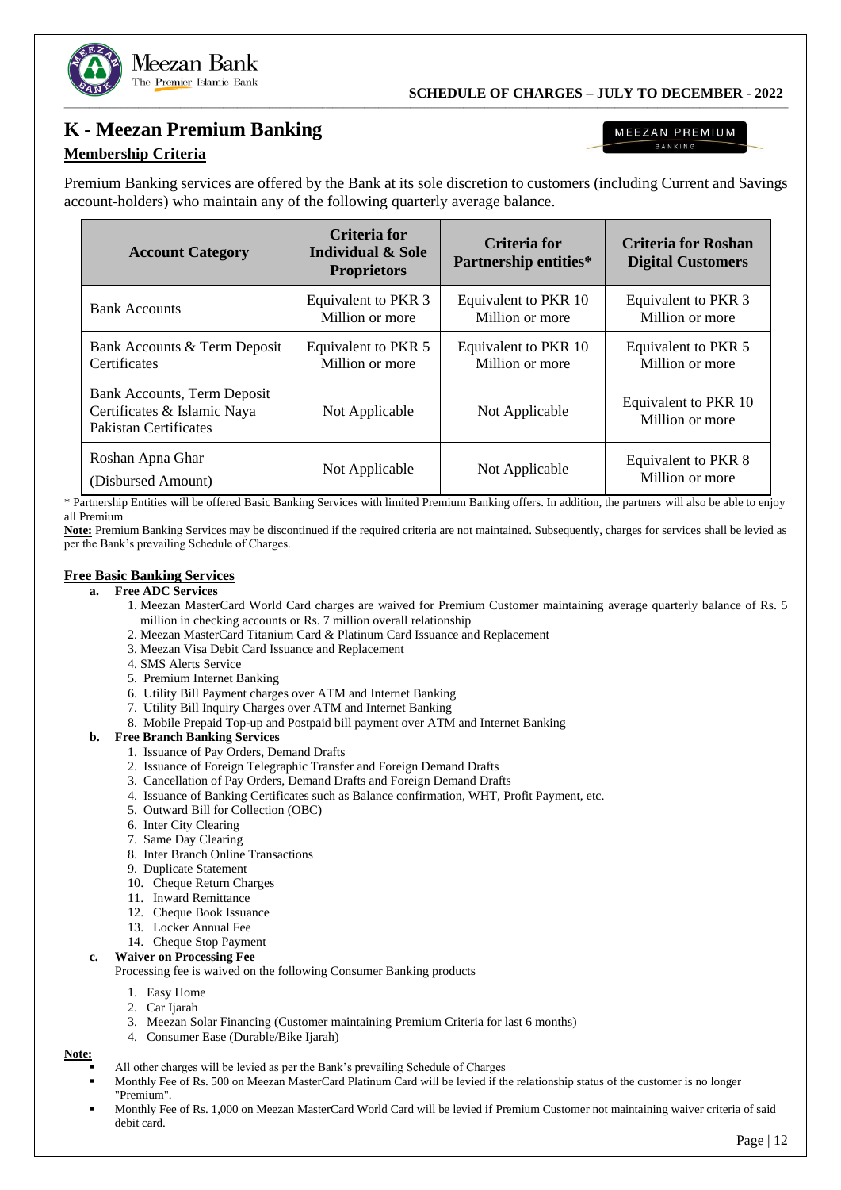## K - Meezan Premium Banking

### Membership Criteria

Premium Banking services are offered by the Bank at its sole discretion to customers (including Current and Savings account-holders) who maintain any of the following quarterly average balance.

| Account Category | Criteria for Individual & Sole Proprietors | Criteria for Partnership entities* | Criteria for Roshan Digital Customers |
|---|---|---|---|
| Bank Accounts | Equivalent to PKR 3 Million or more | Equivalent to PKR 10 Million or more | Equivalent to PKR 3 Million or more |
| Bank Accounts & Term Deposit Certificates | Equivalent to PKR 5 Million or more | Equivalent to PKR 10 Million or more | Equivalent to PKR 5 Million or more |
| Bank Accounts, Term Deposit Certificates & Islamic Naya Pakistan Certificates | Not Applicable | Not Applicable | Equivalent to PKR 10 Million or more |
| Roshan Apna Ghar (Disbursed Amount) | Not Applicable | Not Applicable | Equivalent to PKR 8 Million or more |

* Partnership Entities will be offered Basic Banking Services with limited Premium Banking offers. In addition, the partners will also be able to enjoy all Premium

**Note:** Premium Banking Services may be discontinued if the required criteria are not maintained. Subsequently, charges for services shall be levied as per the Bank's prevailing Schedule of Charges.

### Free Basic Banking Services

**a. Free ADC Services**

1. Meezan MasterCard World Card charges are waived for Premium Customer maintaining average quarterly balance of Rs. 5 million in checking accounts or Rs. 7 million overall relationship
2. Meezan MasterCard Titanium Card & Platinum Card Issuance and Replacement
3. Meezan Visa Debit Card Issuance and Replacement
4. SMS Alerts Service
5. Premium Internet Banking
6. Utility Bill Payment charges over ATM and Internet Banking
7. Utility Bill Inquiry Charges over ATM and Internet Banking
8. Mobile Prepaid Top-up and Postpaid bill payment over ATM and Internet Banking

**b. Free Branch Banking Services**

1. Issuance of Pay Orders, Demand Drafts
2. Issuance of Foreign Telegraphic Transfer and Foreign Demand Drafts
3. Cancellation of Pay Orders, Demand Drafts and Foreign Demand Drafts
4. Issuance of Banking Certificates such as Balance confirmation, WHT, Profit Payment, etc.
5. Outward Bill for Collection (OBC)
6. Inter City Clearing
7. Same Day Clearing
8. Inter Branch Online Transactions
9. Duplicate Statement
10. Cheque Return Charges
11. Inward Remittance
12. Cheque Book Issuance
13. Locker Annual Fee
14. Cheque Stop Payment

**c. Waiver on Processing Fee**

Processing fee is waived on the following Consumer Banking products

1. Easy Home
2. Car Ijarah
3. Meezan Solar Financing (Customer maintaining Premium Criteria for last 6 months)
4. Consumer Ease (Durable/Bike Ijarah)

**Note:**

- All other charges will be levied as per the Bank's prevailing Schedule of Charges
- Monthly Fee of Rs. 500 on Meezan MasterCard Platinum Card will be levied if the relationship status of the customer is no longer "Premium".
- Monthly Fee of Rs. 1,000 on Meezan MasterCard World Card will be levied if Premium Customer not maintaining waiver criteria of said debit card.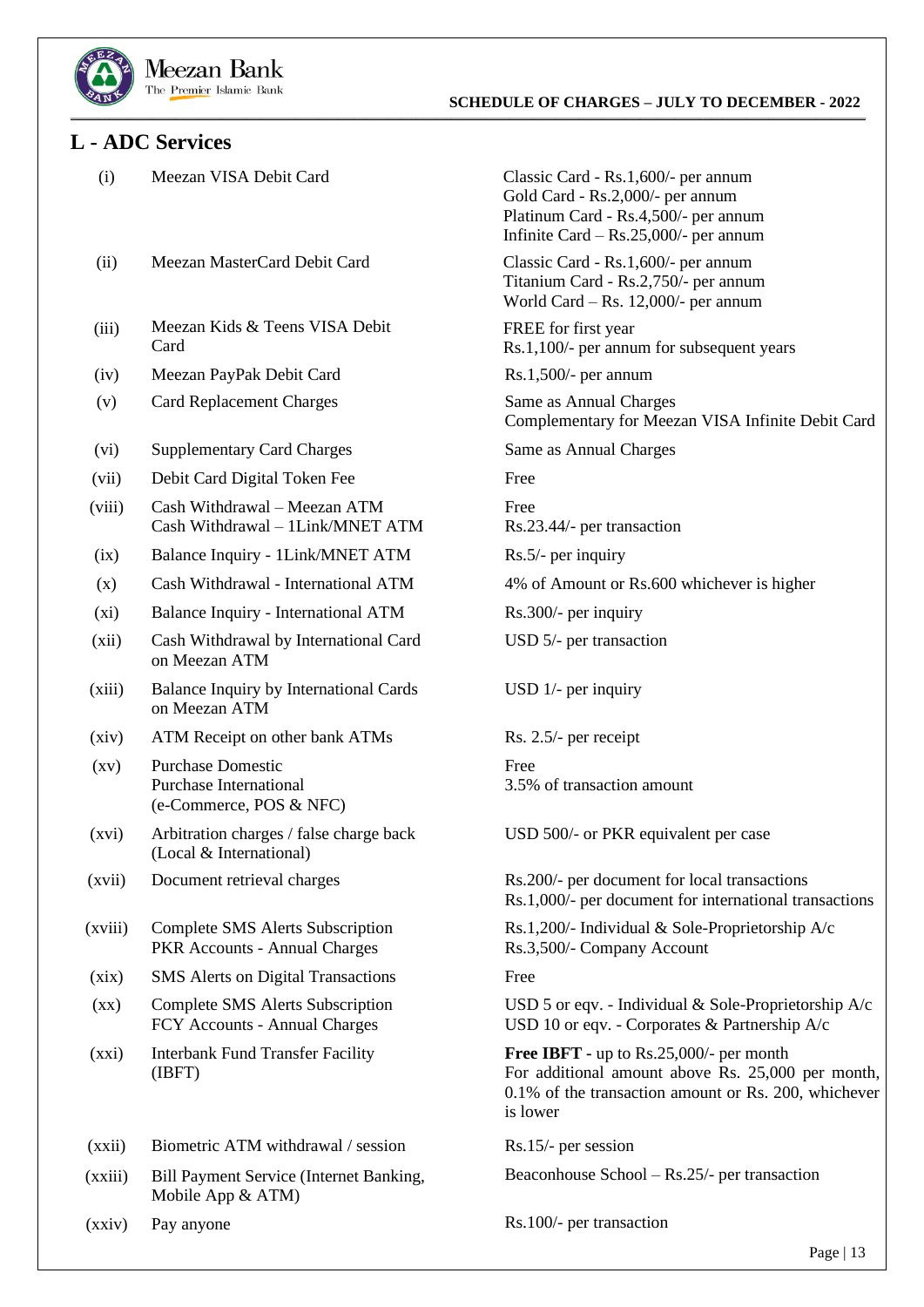## L - ADC Services

| | | |
|---|---|---|
| (i) | Meezan VISA Debit Card | Classic Card - Rs.1,600/- per annum<br>Gold Card - Rs.2,000/- per annum<br>Platinum Card - Rs.4,500/- per annum<br>Infinite Card – Rs.25,000/- per annum |
| (ii) | Meezan MasterCard Debit Card | Classic Card - Rs.1,600/- per annum<br>Titanium Card - Rs.2,750/- per annum<br>World Card – Rs. 12,000/- per annum |
| (iii) | Meezan Kids & Teens VISA Debit Card | FREE for first year<br>Rs.1,100/- per annum for subsequent years |
| (iv) | Meezan PayPak Debit Card | Rs.1,500/- per annum |
| (v) | Card Replacement Charges | Same as Annual Charges<br>Complementary for Meezan VISA Infinite Debit Card |
| (vi) | Supplementary Card Charges | Same as Annual Charges |
| (vii) | Debit Card Digital Token Fee | Free |
| (viii) | Cash Withdrawal – Meezan ATM<br>Cash Withdrawal – 1Link/MNET ATM | Free<br>Rs.23.44/- per transaction |
| (ix) | Balance Inquiry - 1Link/MNET ATM | Rs.5/- per inquiry |
| (x) | Cash Withdrawal - International ATM | 4% of Amount or Rs.600 whichever is higher |
| (xi) | Balance Inquiry - International ATM | Rs.300/- per inquiry |
| (xii) | Cash Withdrawal by International Card on Meezan ATM | USD 5/- per transaction |
| (xiii) | Balance Inquiry by International Cards on Meezan ATM | USD 1/- per inquiry |
| (xiv) | ATM Receipt on other bank ATMs | Rs. 2.5/- per receipt |
| (xv) | Purchase Domestic<br>Purchase International<br>(e-Commerce, POS & NFC) | Free<br>3.5% of transaction amount |
| (xvi) | Arbitration charges / false charge back (Local & International) | USD 500/- or PKR equivalent per case |
| (xvii) | Document retrieval charges | Rs.200/- per document for local transactions<br>Rs.1,000/- per document for international transactions |
| (xviii) | Complete SMS Alerts Subscription PKR Accounts - Annual Charges | Rs.1,200/- Individual & Sole-Proprietorship A/c<br>Rs.3,500/- Company Account |
| (xix) | SMS Alerts on Digital Transactions | Free |
| (xx) | Complete SMS Alerts Subscription FCY Accounts - Annual Charges | USD 5 or eqv. - Individual & Sole-Proprietorship A/c<br>USD 10 or eqv. - Corporates & Partnership A/c |
| (xxi) | Interbank Fund Transfer Facility (IBFT) | **Free IBFT -** up to Rs.25,000/- per month<br>For additional amount above Rs. 25,000 per month, 0.1% of the transaction amount or Rs. 200, whichever is lower |
| (xxii) | Biometric ATM withdrawal / session | Rs.15/- per session |
| (xxiii) | Bill Payment Service (Internet Banking, Mobile App & ATM) | Beaconhouse School – Rs.25/- per transaction |
| (xxiv) | Pay anyone | Rs.100/- per transaction |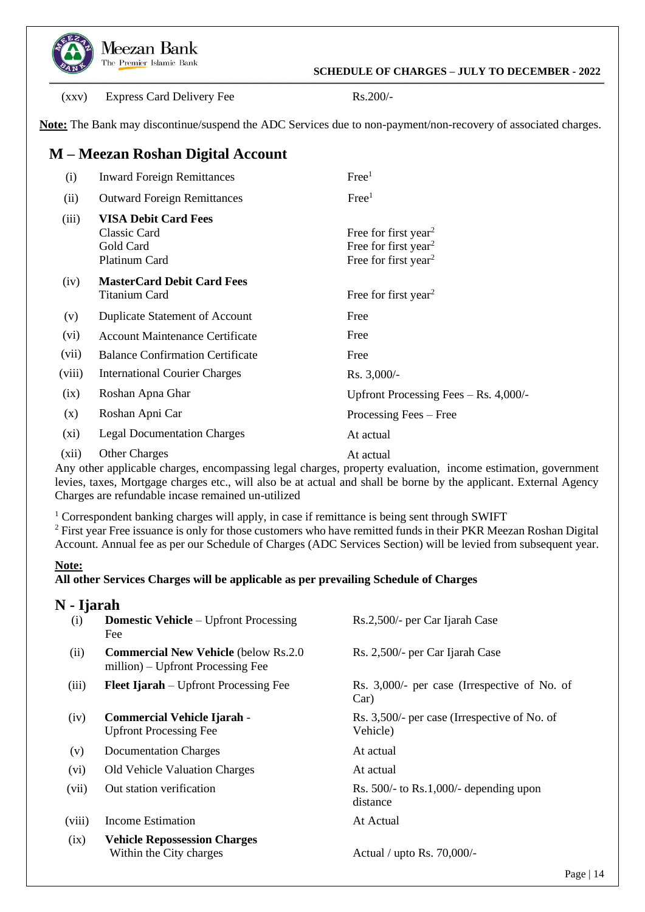| | | |
|---|---|---|
| (xxv) | Express Card Delivery Fee | Rs.200/- |

**Note:** The Bank may discontinue/suspend the ADC Services due to non-payment/non-recovery of associated charges.

## M – Meezan Roshan Digital Account

| | | |
|---|---|---|
| (i) | Inward Foreign Remittances | Free[1] |
| (ii) | Outward Foreign Remittances | Free[1] |
| (iii) | **VISA Debit Card Fees** | |
| | Classic Card | Free for first year[2] |
| | Gold Card | Free for first year[2] |
| | Platinum Card | Free for first year[2] |
| (iv) | **MasterCard Debit Card Fees** | |
| | Titanium Card | Free for first year[2] |
| (v) | Duplicate Statement of Account | Free |
| (vi) | Account Maintenance Certificate | Free |
| (vii) | Balance Confirmation Certificate | Free |
| (viii) | International Courier Charges | Rs. 3,000/- |
| (ix) | Roshan Apna Ghar | Upfront Processing Fees – Rs. 4,000/- |
| (x) | Roshan Apni Car | Processing Fees – Free |
| (xi) | Legal Documentation Charges | At actual |
| (xii) | Other Charges | At actual |

Any other applicable charges, encompassing legal charges, property evaluation, income estimation, government levies, taxes, Mortgage charges etc., will also be at actual and shall be borne by the applicant. External Agency Charges are refundable incase remained un-utilized

[1] Correspondent banking charges will apply, in case if remittance is being sent through SWIFT
[2] First year Free issuance is only for those customers who have remitted funds in their PKR Meezan Roshan Digital Account. Annual fee as per our Schedule of Charges (ADC Services Section) will be levied from subsequent year.

**Note:**
**All other Services Charges will be applicable as per prevailing Schedule of Charges**

## N - Ijarah

| | | |
|---|---|---|
| (i) | **Domestic Vehicle** – Upfront Processing Fee | Rs.2,500/- per Car Ijarah Case |
| (ii) | **Commercial New Vehicle** (below Rs.2.0 million) – Upfront Processing Fee | Rs. 2,500/- per Car Ijarah Case |
| (iii) | **Fleet Ijarah** – Upfront Processing Fee | Rs. 3,000/- per case (Irrespective of No. of Car) |
| (iv) | **Commercial Vehicle Ijarah** - Upfront Processing Fee | Rs. 3,500/- per case (Irrespective of No. of Vehicle) |
| (v) | Documentation Charges | At actual |
| (vi) | Old Vehicle Valuation Charges | At actual |
| (vii) | Out station verification | Rs. 500/- to Rs.1,000/- depending upon distance |
| (viii) | Income Estimation | At Actual |
| (ix) | **Vehicle Repossession Charges** | |
| | Within the City charges | Actual / upto Rs. 70,000/- |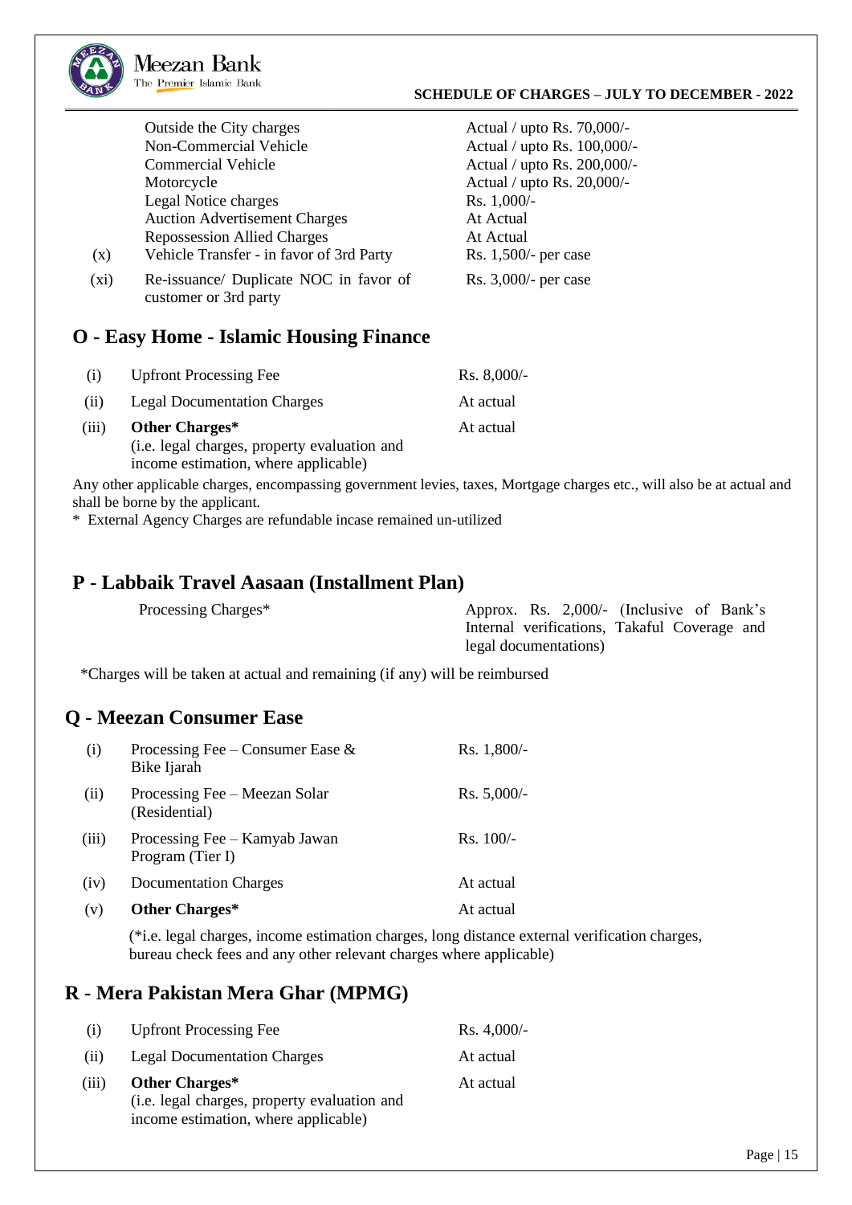| | | |
|---|---|---|
| | Outside the City charges | Actual / upto Rs. 70,000/- |
| | Non-Commercial Vehicle | Actual / upto Rs. 100,000/- |
| | Commercial Vehicle | Actual / upto Rs. 200,000/- |
| | Motorcycle | Actual / upto Rs. 20,000/- |
| | Legal Notice charges | Rs. 1,000/- |
| | Auction Advertisement Charges | At Actual |
| | Repossession Allied Charges | At Actual |
| (x) | Vehicle Transfer - in favor of 3rd Party | Rs. 1,500/- per case |
| (xi) | Re-issuance/ Duplicate NOC in favor of customer or 3rd party | Rs. 3,000/- per case |

## O - Easy Home - Islamic Housing Finance

| | | |
|---|---|---|
| (i) | Upfront Processing Fee | Rs. 8,000/- |
| (ii) | Legal Documentation Charges | At actual |
| (iii) | **Other Charges*** (i.e. legal charges, property evaluation and income estimation, where applicable) | At actual |

Any other applicable charges, encompassing government levies, taxes, Mortgage charges etc., will also be at actual and shall be borne by the applicant.

* External Agency Charges are refundable incase remained un-utilized

## P - Labbaik Travel Aasaan (Installment Plan)

| | |
|---|---|
| Processing Charges* | Approx. Rs. 2,000/- (Inclusive of Bank's Internal verifications, Takaful Coverage and legal documentations) |

*Charges will be taken at actual and remaining (if any) will be reimbursed

## Q - Meezan Consumer Ease

| | | |
|---|---|---|
| (i) | Processing Fee – Consumer Ease & Bike Ijarah | Rs. 1,800/- |
| (ii) | Processing Fee – Meezan Solar (Residential) | Rs. 5,000/- |
| (iii) | Processing Fee – Kamyab Jawan Program (Tier I) | Rs. 100/- |
| (iv) | Documentation Charges | At actual |
| (v) | **Other Charges*** | At actual |

(*i.e. legal charges, income estimation charges, long distance external verification charges, bureau check fees and any other relevant charges where applicable)

## R - Mera Pakistan Mera Ghar (MPMG)

| | | |
|---|---|---|
| (i) | Upfront Processing Fee | Rs. 4,000/- |
| (ii) | Legal Documentation Charges | At actual |
| (iii) | **Other Charges*** (i.e. legal charges, property evaluation and income estimation, where applicable) | At actual |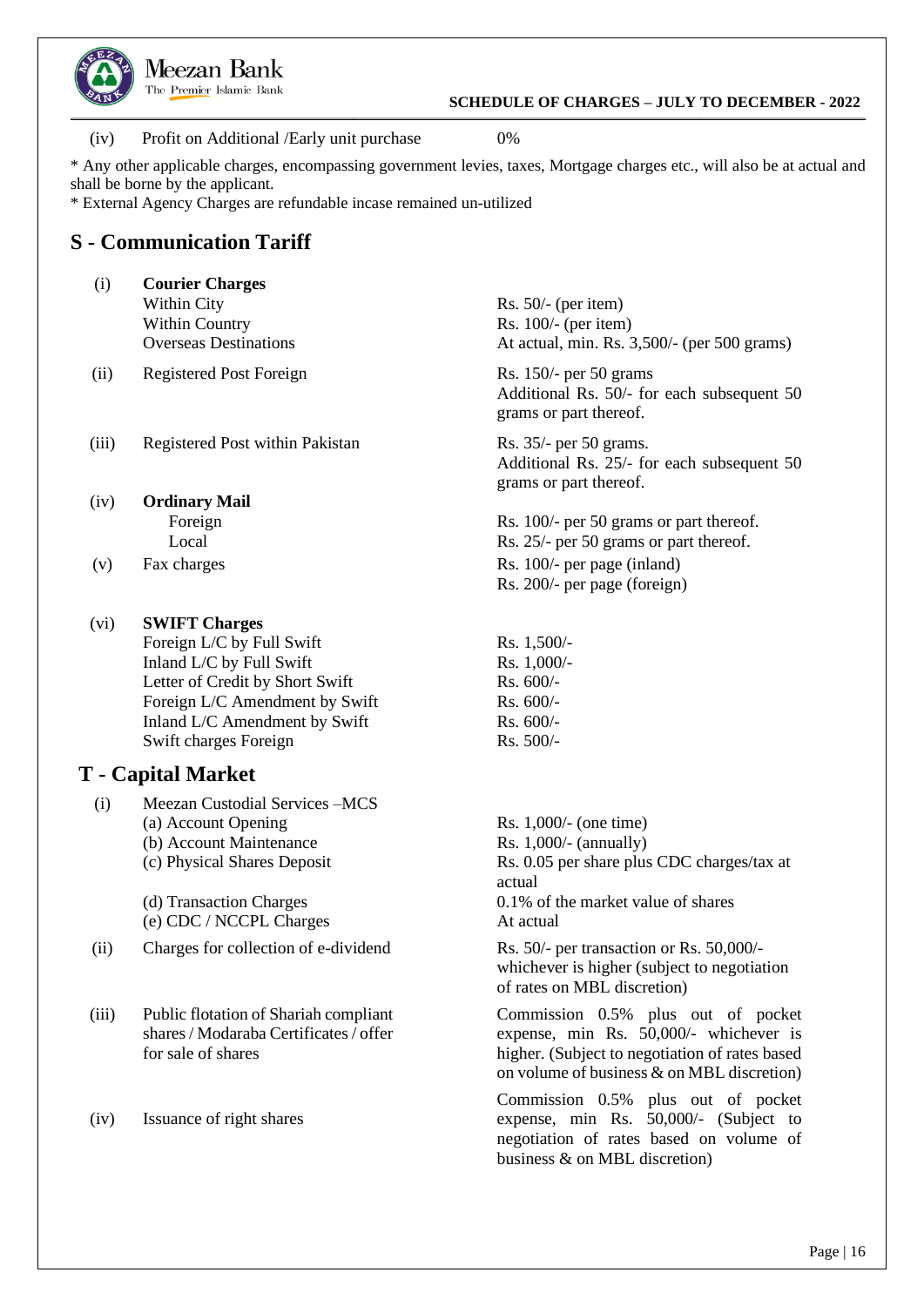| | | |
|---|---|---|
| (iv) | Profit on Additional /Early unit purchase | 0% |

* Any other applicable charges, encompassing government levies, taxes, Mortgage charges etc., will also be at actual and shall be borne by the applicant.
* External Agency Charges are refundable incase remained un-utilized

## S - Communication Tariff

| | | |
|---|---|---|
| (i) | **Courier Charges** | |
| | Within City | Rs. 50/- (per item) |
| | Within Country | Rs. 100/- (per item) |
| | Overseas Destinations | At actual, min. Rs. 3,500/- (per 500 grams) |
| (ii) | Registered Post Foreign | Rs. 150/- per 50 grams<br>Additional Rs. 50/- for each subsequent 50 grams or part thereof. |
| (iii) | Registered Post within Pakistan | Rs. 35/- per 50 grams.<br>Additional Rs. 25/- for each subsequent 50 grams or part thereof. |
| (iv) | **Ordinary Mail** | |
| | Foreign | Rs. 100/- per 50 grams or part thereof. |
| | Local | Rs. 25/- per 50 grams or part thereof. |
| (v) | Fax charges | Rs. 100/- per page (inland)<br>Rs. 200/- per page (foreign) |
| (vi) | **SWIFT Charges** | |
| | Foreign L/C by Full Swift | Rs. 1,500/- |
| | Inland L/C by Full Swift | Rs. 1,000/- |
| | Letter of Credit by Short Swift | Rs. 600/- |
| | Foreign L/C Amendment by Swift | Rs. 600/- |
| | Inland L/C Amendment by Swift | Rs. 600/- |
| | Swift charges Foreign | Rs. 500/- |

## T - Capital Market

| | | |
|---|---|---|
| (i) | Meezan Custodial Services –MCS | |
| | (a) Account Opening | Rs. 1,000/- (one time) |
| | (b) Account Maintenance | Rs. 1,000/- (annually) |
| | (c) Physical Shares Deposit | Rs. 0.05 per share plus CDC charges/tax at actual |
| | (d) Transaction Charges | 0.1% of the market value of shares |
| | (e) CDC / NCCPL Charges | At actual |
| (ii) | Charges for collection of e-dividend | Rs. 50/- per transaction or Rs. 50,000/- whichever is higher (subject to negotiation of rates on MBL discretion) |
| (iii) | Public flotation of Shariah compliant shares / Modaraba Certificates / offer for sale of shares | Commission 0.5% plus out of pocket expense, min Rs. 50,000/- whichever is higher. (Subject to negotiation of rates based on volume of business & on MBL discretion) |
| (iv) | Issuance of right shares | Commission 0.5% plus out of pocket expense, min Rs. 50,000/- (Subject to negotiation of rates based on volume of business & on MBL discretion) |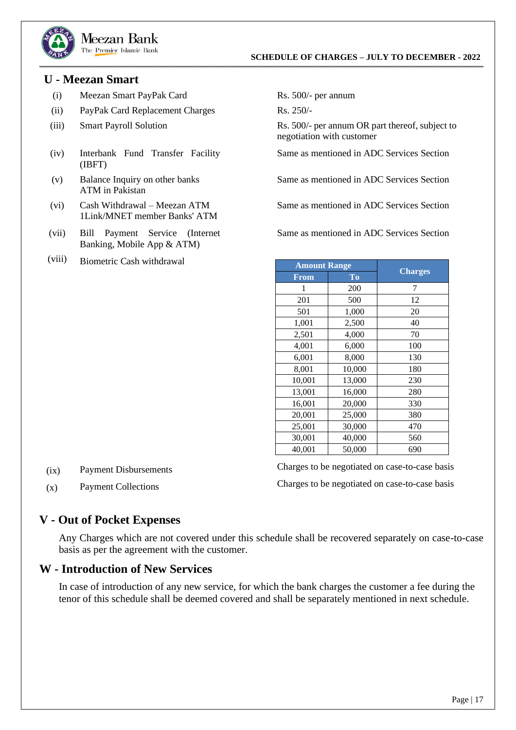## U - Meezan Smart

| | | |
|---|---|---|
| (i) | Meezan Smart PayPak Card | Rs. 500/- per annum |
| (ii) | PayPak Card Replacement Charges | Rs. 250/- |
| (iii) | Smart Payroll Solution | Rs. 500/- per annum OR part thereof, subject to negotiation with customer |
| (iv) | Interbank Fund Transfer Facility (IBFT) | Same as mentioned in ADC Services Section |
| (v) | Balance Inquiry on other banks ATM in Pakistan | Same as mentioned in ADC Services Section |
| (vi) | Cash Withdrawal – Meezan ATM 1Link/MNET member Banks' ATM | Same as mentioned in ADC Services Section |
| (vii) | Bill Payment Service (Internet Banking, Mobile App & ATM) | Same as mentioned in ADC Services Section |
| (viii) | Biometric Cash withdrawal | See table below |

| Amount Range | | Charges |
|---|---|---|
| From | To | |
| 1 | 200 | 7 |
| 201 | 500 | 12 |
| 501 | 1,000 | 20 |
| 1,001 | 2,500 | 40 |
| 2,501 | 4,000 | 70 |
| 4,001 | 6,000 | 100 |
| 6,001 | 8,000 | 130 |
| 8,001 | 10,000 | 180 |
| 10,001 | 13,000 | 230 |
| 13,001 | 16,000 | 280 |
| 16,001 | 20,000 | 330 |
| 20,001 | 25,000 | 380 |
| 25,001 | 30,000 | 470 |
| 30,001 | 40,000 | 560 |
| 40,001 | 50,000 | 690 |

| | | |
|---|---|---|
| (ix) | Payment Disbursements | Charges to be negotiated on case-to-case basis |
| (x) | Payment Collections | Charges to be negotiated on case-to-case basis |

## V - Out of Pocket Expenses

Any Charges which are not covered under this schedule shall be recovered separately on case-to-case basis as per the agreement with the customer.

## W - Introduction of New Services

In case of introduction of any new service, for which the bank charges the customer a fee during the tenor of this schedule shall be deemed covered and shall be separately mentioned in next schedule.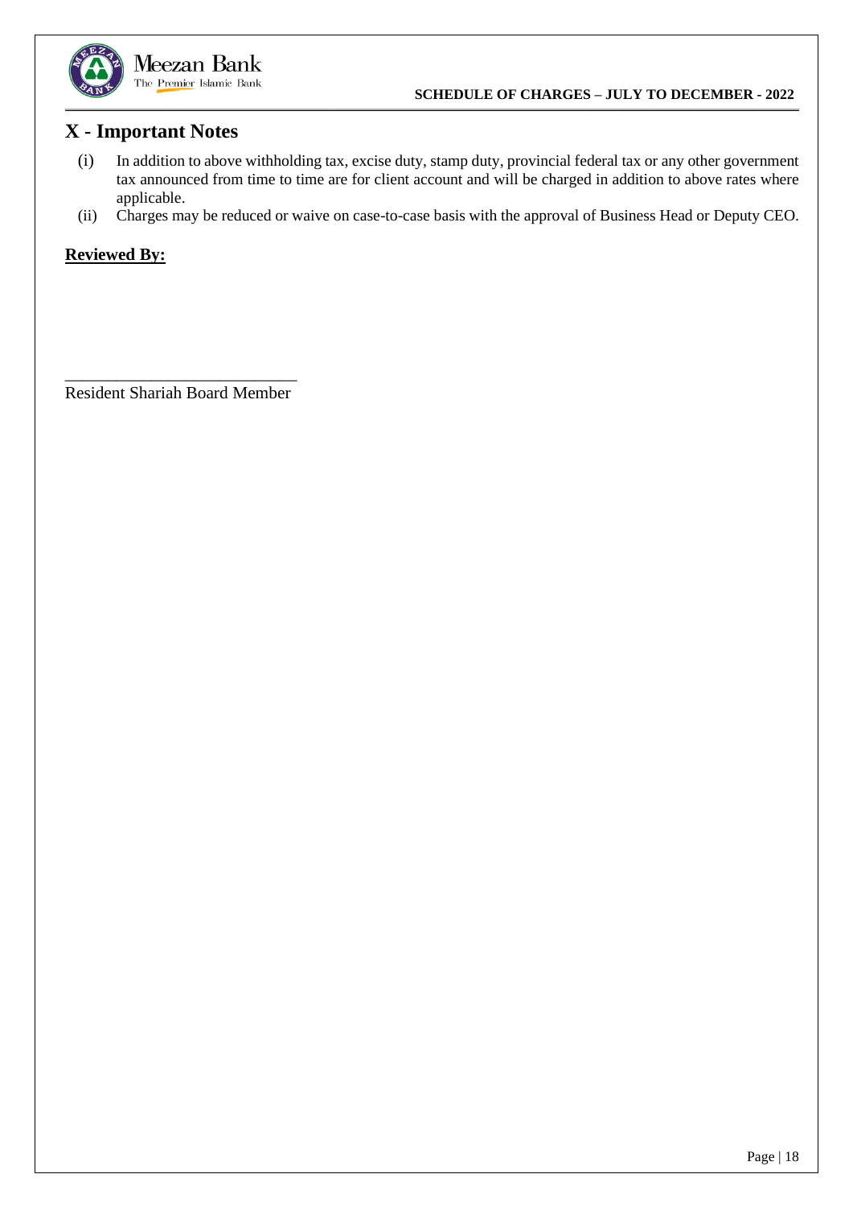## X - Important Notes

(i) In addition to above withholding tax, excise duty, stamp duty, provincial federal tax or any other government tax announced from time to time are for client account and will be charged in addition to above rates where applicable.

(ii) Charges may be reduced or waive on case-to-case basis with the approval of Business Head or Deputy CEO.

**Reviewed By:**

___________________________

Resident Shariah Board Member